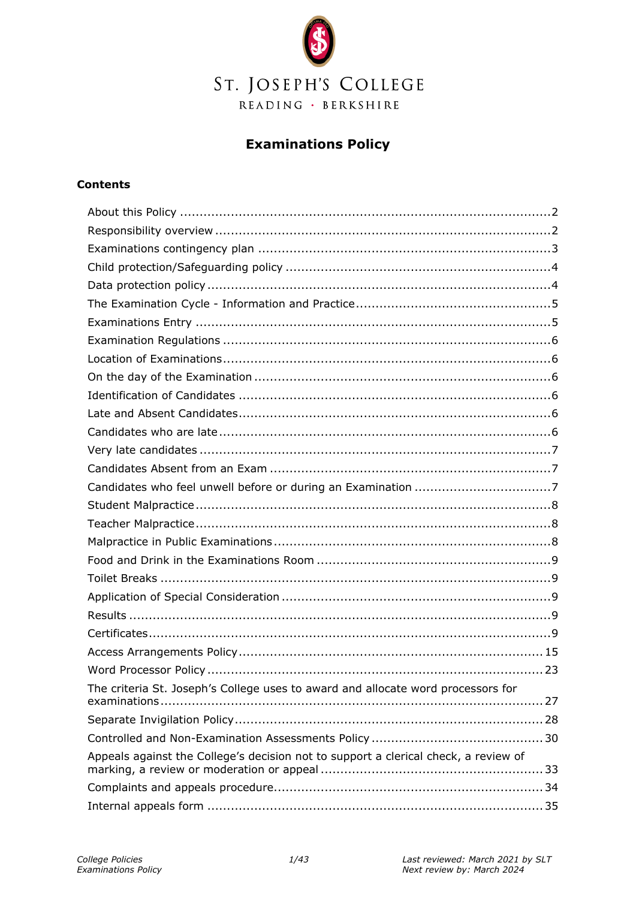ST. JOSEPH'S COLLEGE

READING · BERKSHIRE

# Examinations Policy

## Contents

- About this Policy ... 2
- Responsibility overview ... 2
- Examinations contingency plan ... 3
- Child protection/Safeguarding policy ... 4
- Data protection policy ... 4
- The Examination Cycle - Information and Practice ... 5
- Examinations Entry ... 5
- Examination Regulations ... 6
- Location of Examinations ... 6
- On the day of the Examination ... 6
- Identification of Candidates ... 6
- Late and Absent Candidates ... 6
- Candidates who are late ... 6
- Very late candidates ... 7
- Candidates Absent from an Exam ... 7
- Candidates who feel unwell before or during an Examination ... 7
- Student Malpractice ... 8
- Teacher Malpractice ... 8
- Malpractice in Public Examinations ... 8
- Food and Drink in the Examinations Room ... 9
- Toilet Breaks ... 9
- Application of Special Consideration ... 9
- Results ... 9
- Certificates ... 9
- Access Arrangements Policy ... 15
- Word Processor Policy ... 23
- The criteria St. Joseph's College uses to award and allocate word processors for examinations ... 27
- Separate Invigilation Policy ... 28
- Controlled and Non-Examination Assessments Policy ... 30
- Appeals against the College's decision not to support a clerical check, a review of marking, a review or moderation or appeal ... 33
- Complaints and appeals procedure ... 34
- Internal appeals form ... 35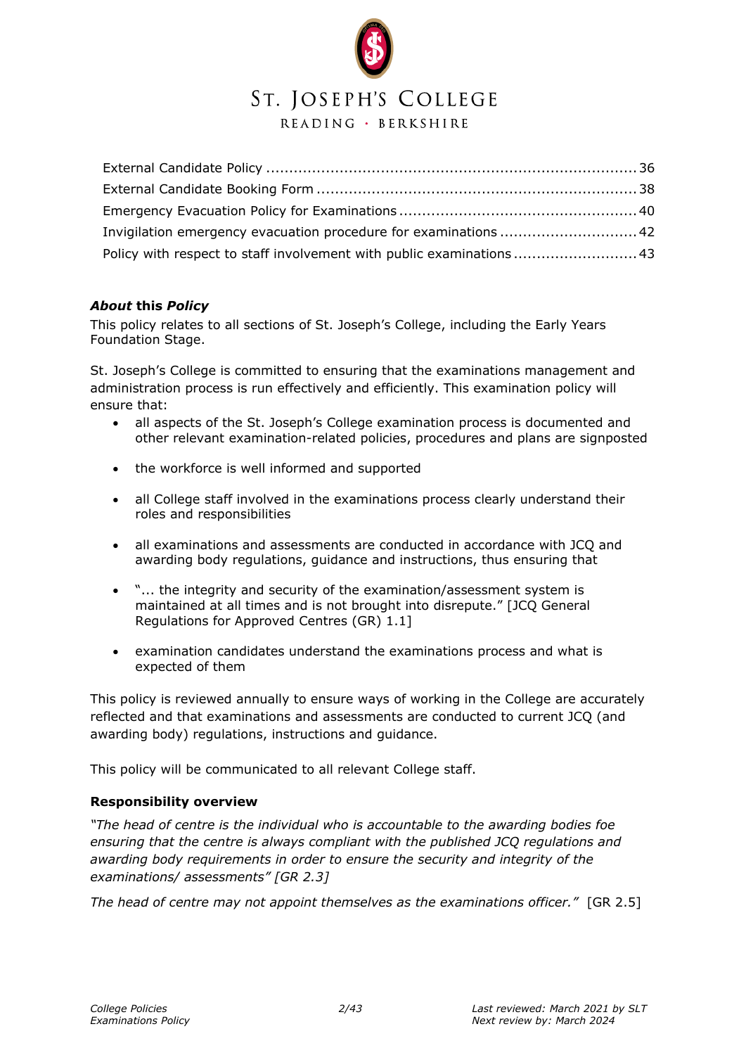External Candidate Policy ........................................................................................ 36
External Candidate Booking Form ........................................................................ 38
Emergency Evacuation Policy for Examinations ..................................................... 40
Invigilation emergency evacuation procedure for examinations ................................ 42
Policy with respect to staff involvement with public examinations ............................ 43

***About* this *Policy***

This policy relates to all sections of St. Joseph's College, including the Early Years Foundation Stage.

St. Joseph's College is committed to ensuring that the examinations management and administration process is run effectively and efficiently. This examination policy will ensure that:

- all aspects of the St. Joseph's College examination process is documented and other relevant examination-related policies, procedures and plans are signposted
- the workforce is well informed and supported
- all College staff involved in the examinations process clearly understand their roles and responsibilities
- all examinations and assessments are conducted in accordance with JCQ and awarding body regulations, guidance and instructions, thus ensuring that
- "... the integrity and security of the examination/assessment system is maintained at all times and is not brought into disrepute." [JCQ General Regulations for Approved Centres (GR) 1.1]
- examination candidates understand the examinations process and what is expected of them

This policy is reviewed annually to ensure ways of working in the College are accurately reflected and that examinations and assessments are conducted to current JCQ (and awarding body) regulations, instructions and guidance.

This policy will be communicated to all relevant College staff.

**Responsibility overview**

*"The head of centre is the individual who is accountable to the awarding bodies foe ensuring that the centre is always compliant with the published JCQ regulations and awarding body requirements in order to ensure the security and integrity of the examinations/ assessments" [GR 2.3]*

*The head of centre may not appoint themselves as the examinations officer."* [GR 2.5]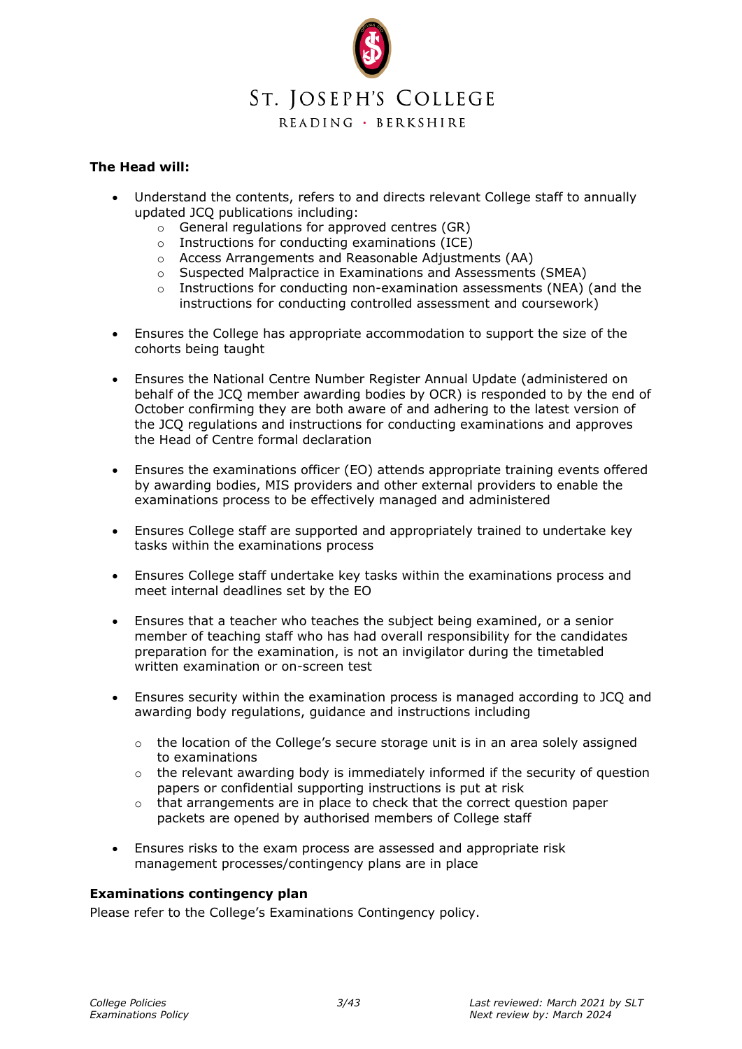**The Head will:**

- Understand the contents, refers to and directs relevant College staff to annually updated JCQ publications including:
  - General regulations for approved centres (GR)
  - Instructions for conducting examinations (ICE)
  - Access Arrangements and Reasonable Adjustments (AA)
  - Suspected Malpractice in Examinations and Assessments (SMEA)
  - Instructions for conducting non-examination assessments (NEA) (and the instructions for conducting controlled assessment and coursework)

- Ensures the College has appropriate accommodation to support the size of the cohorts being taught

- Ensures the National Centre Number Register Annual Update (administered on behalf of the JCQ member awarding bodies by OCR) is responded to by the end of October confirming they are both aware of and adhering to the latest version of the JCQ regulations and instructions for conducting examinations and approves the Head of Centre formal declaration

- Ensures the examinations officer (EO) attends appropriate training events offered by awarding bodies, MIS providers and other external providers to enable the examinations process to be effectively managed and administered

- Ensures College staff are supported and appropriately trained to undertake key tasks within the examinations process

- Ensures College staff undertake key tasks within the examinations process and meet internal deadlines set by the EO

- Ensures that a teacher who teaches the subject being examined, or a senior member of teaching staff who has had overall responsibility for the candidates preparation for the examination, is not an invigilator during the timetabled written examination or on-screen test

- Ensures security within the examination process is managed according to JCQ and awarding body regulations, guidance and instructions including
  - the location of the College's secure storage unit is in an area solely assigned to examinations
  - the relevant awarding body is immediately informed if the security of question papers or confidential supporting instructions is put at risk
  - that arrangements are in place to check that the correct question paper packets are opened by authorised members of College staff

- Ensures risks to the exam process are assessed and appropriate risk management processes/contingency plans are in place

**Examinations contingency plan**

Please refer to the College's Examinations Contingency policy.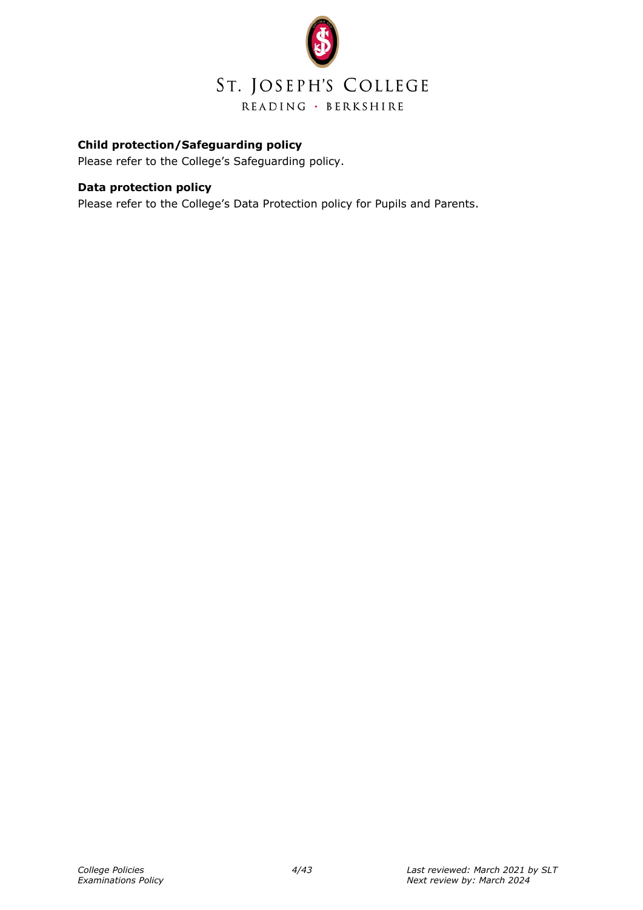**Child protection/Safeguarding policy**

Please refer to the College's Safeguarding policy.

**Data protection policy**

Please refer to the College's Data Protection policy for Pupils and Parents.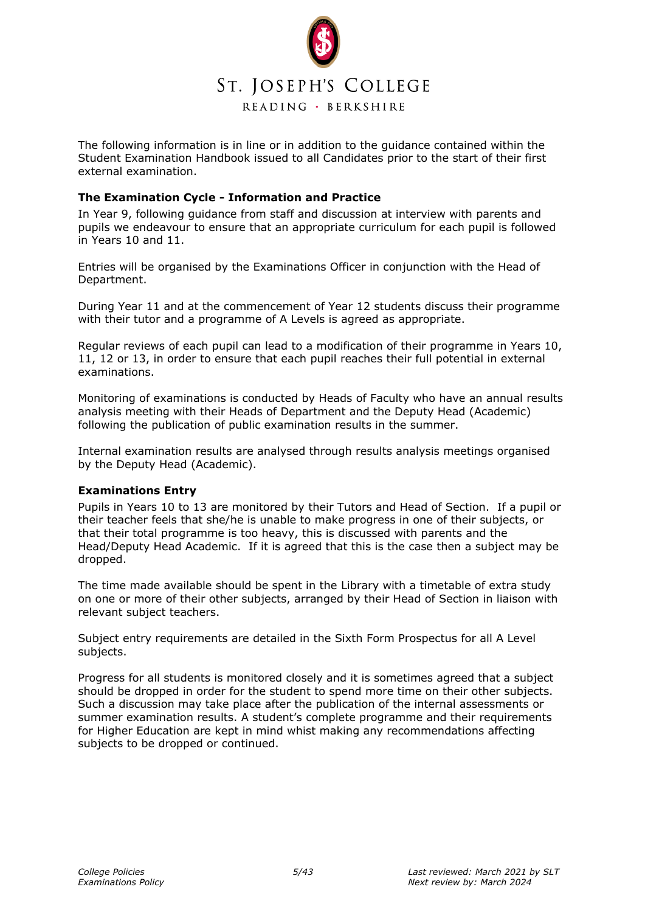The following information is in line or in addition to the guidance contained within the Student Examination Handbook issued to all Candidates prior to the start of their first external examination.

**The Examination Cycle - Information and Practice**

In Year 9, following guidance from staff and discussion at interview with parents and pupils we endeavour to ensure that an appropriate curriculum for each pupil is followed in Years 10 and 11.

Entries will be organised by the Examinations Officer in conjunction with the Head of Department.

During Year 11 and at the commencement of Year 12 students discuss their programme with their tutor and a programme of A Levels is agreed as appropriate.

Regular reviews of each pupil can lead to a modification of their programme in Years 10, 11, 12 or 13, in order to ensure that each pupil reaches their full potential in external examinations.

Monitoring of examinations is conducted by Heads of Faculty who have an annual results analysis meeting with their Heads of Department and the Deputy Head (Academic) following the publication of public examination results in the summer.

Internal examination results are analysed through results analysis meetings organised by the Deputy Head (Academic).

**Examinations Entry**

Pupils in Years 10 to 13 are monitored by their Tutors and Head of Section. If a pupil or their teacher feels that she/he is unable to make progress in one of their subjects, or that their total programme is too heavy, this is discussed with parents and the Head/Deputy Head Academic. If it is agreed that this is the case then a subject may be dropped.

The time made available should be spent in the Library with a timetable of extra study on one or more of their other subjects, arranged by their Head of Section in liaison with relevant subject teachers.

Subject entry requirements are detailed in the Sixth Form Prospectus for all A Level subjects.

Progress for all students is monitored closely and it is sometimes agreed that a subject should be dropped in order for the student to spend more time on their other subjects. Such a discussion may take place after the publication of the internal assessments or summer examination results. A student's complete programme and their requirements for Higher Education are kept in mind whist making any recommendations affecting subjects to be dropped or continued.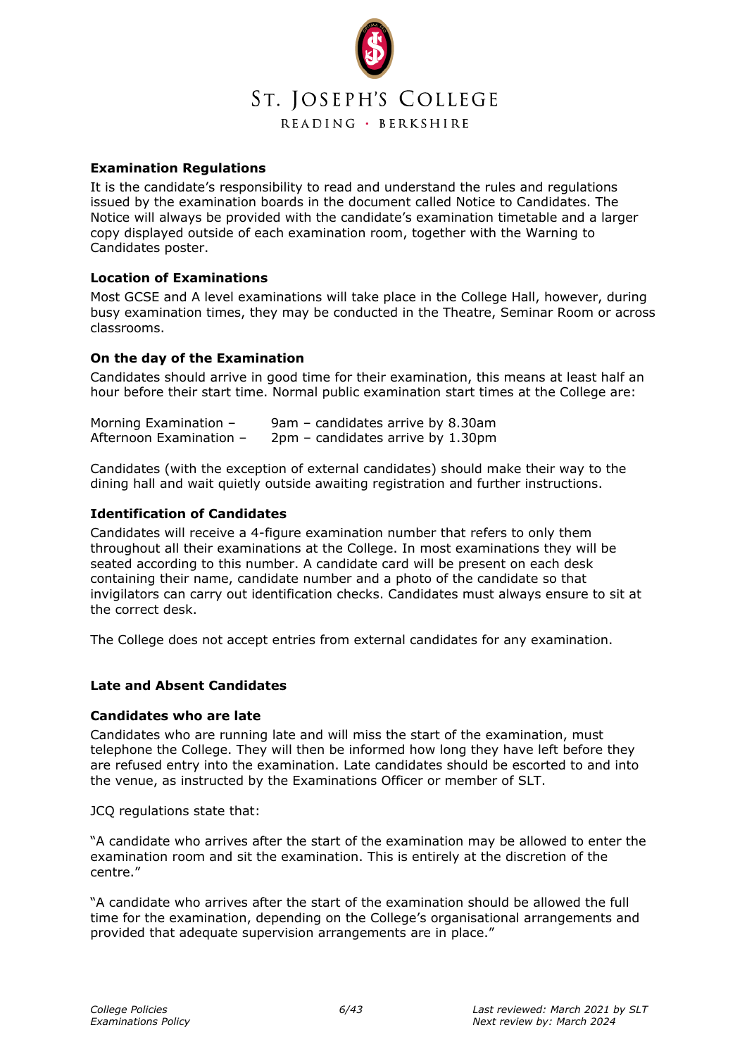**Examination Regulations**

It is the candidate's responsibility to read and understand the rules and regulations issued by the examination boards in the document called Notice to Candidates. The Notice will always be provided with the candidate's examination timetable and a larger copy displayed outside of each examination room, together with the Warning to Candidates poster.

**Location of Examinations**

Most GCSE and A level examinations will take place in the College Hall, however, during busy examination times, they may be conducted in the Theatre, Seminar Room or across classrooms.

**On the day of the Examination**

Candidates should arrive in good time for their examination, this means at least half an hour before their start time. Normal public examination start times at the College are:

Morning Examination – 9am – candidates arrive by 8.30am
Afternoon Examination – 2pm – candidates arrive by 1.30pm

Candidates (with the exception of external candidates) should make their way to the dining hall and wait quietly outside awaiting registration and further instructions.

**Identification of Candidates**

Candidates will receive a 4-figure examination number that refers to only them throughout all their examinations at the College. In most examinations they will be seated according to this number. A candidate card will be present on each desk containing their name, candidate number and a photo of the candidate so that invigilators can carry out identification checks. Candidates must always ensure to sit at the correct desk.

The College does not accept entries from external candidates for any examination.

**Late and Absent Candidates**

**Candidates who are late**

Candidates who are running late and will miss the start of the examination, must telephone the College. They will then be informed how long they have left before they are refused entry into the examination. Late candidates should be escorted to and into the venue, as instructed by the Examinations Officer or member of SLT.

JCQ regulations state that:

"A candidate who arrives after the start of the examination may be allowed to enter the examination room and sit the examination. This is entirely at the discretion of the centre."

"A candidate who arrives after the start of the examination should be allowed the full time for the examination, depending on the College's organisational arrangements and provided that adequate supervision arrangements are in place."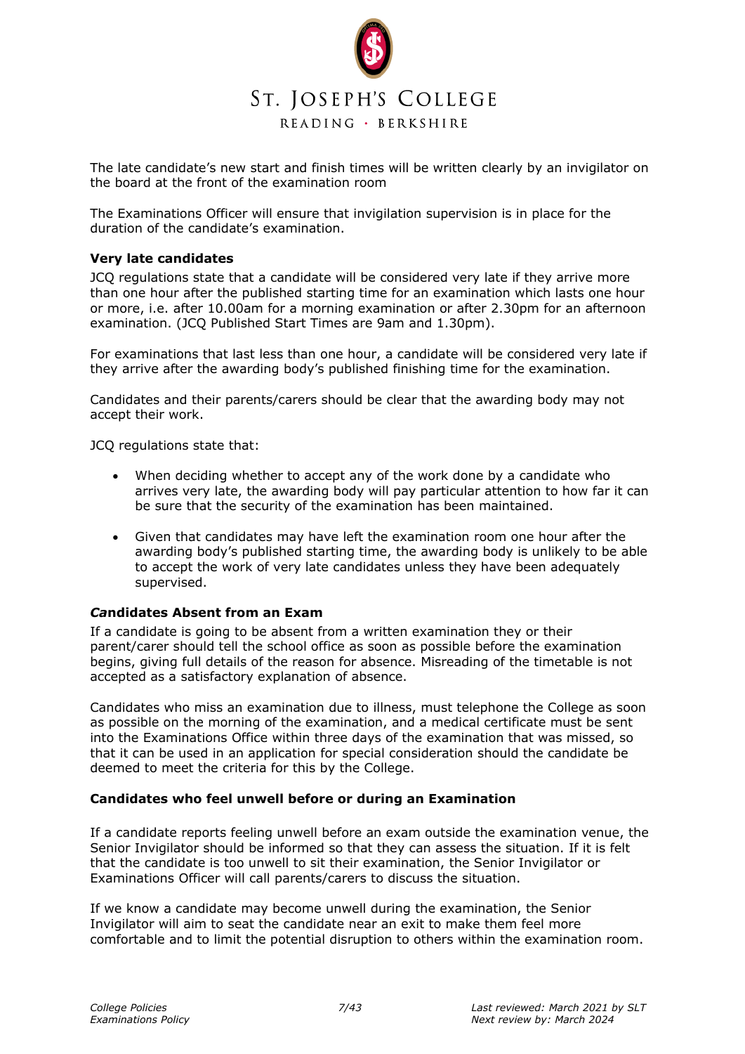The late candidate's new start and finish times will be written clearly by an invigilator on the board at the front of the examination room

The Examinations Officer will ensure that invigilation supervision is in place for the duration of the candidate's examination.

**Very late candidates**

JCQ regulations state that a candidate will be considered very late if they arrive more than one hour after the published starting time for an examination which lasts one hour or more, i.e. after 10.00am for a morning examination or after 2.30pm for an afternoon examination. (JCQ Published Start Times are 9am and 1.30pm).

For examinations that last less than one hour, a candidate will be considered very late if they arrive after the awarding body's published finishing time for the examination.

Candidates and their parents/carers should be clear that the awarding body may not accept their work.

JCQ regulations state that:

- When deciding whether to accept any of the work done by a candidate who arrives very late, the awarding body will pay particular attention to how far it can be sure that the security of the examination has been maintained.
- Given that candidates may have left the examination room one hour after the awarding body's published starting time, the awarding body is unlikely to be able to accept the work of very late candidates unless they have been adequately supervised.

***Ca*ndidates Absent from an Exam**

If a candidate is going to be absent from a written examination they or their parent/carer should tell the school office as soon as possible before the examination begins, giving full details of the reason for absence. Misreading of the timetable is not accepted as a satisfactory explanation of absence.

Candidates who miss an examination due to illness, must telephone the College as soon as possible on the morning of the examination, and a medical certificate must be sent into the Examinations Office within three days of the examination that was missed, so that it can be used in an application for special consideration should the candidate be deemed to meet the criteria for this by the College.

**Candidates who feel unwell before or during an Examination**

If a candidate reports feeling unwell before an exam outside the examination venue, the Senior Invigilator should be informed so that they can assess the situation. If it is felt that the candidate is too unwell to sit their examination, the Senior Invigilator or Examinations Officer will call parents/carers to discuss the situation.

If we know a candidate may become unwell during the examination, the Senior Invigilator will aim to seat the candidate near an exit to make them feel more comfortable and to limit the potential disruption to others within the examination room.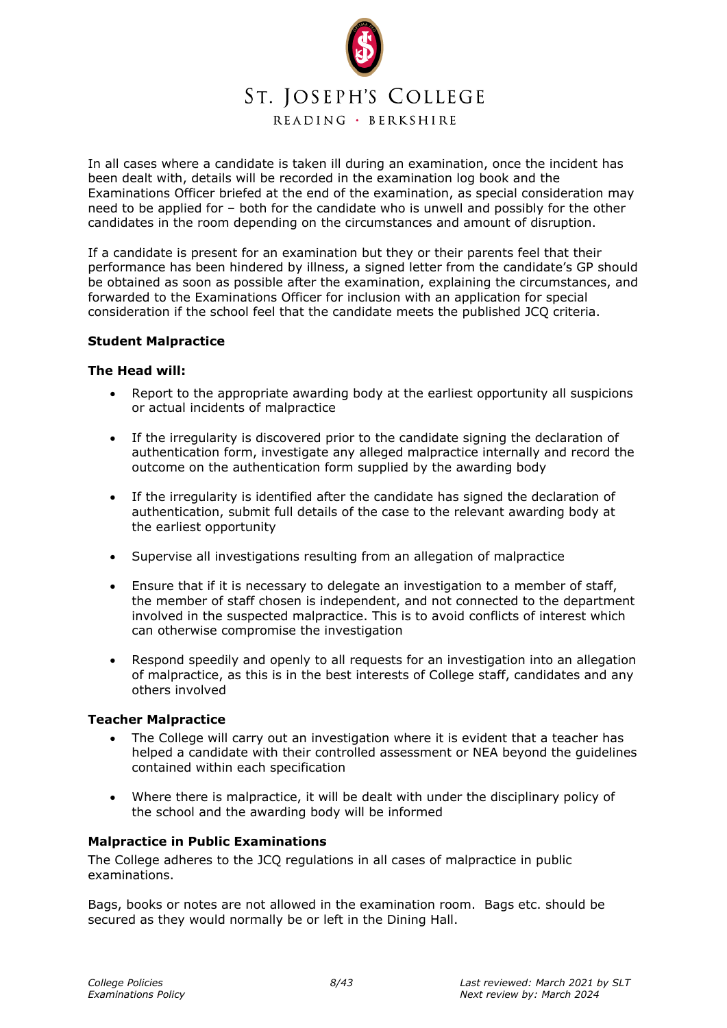In all cases where a candidate is taken ill during an examination, once the incident has been dealt with, details will be recorded in the examination log book and the Examinations Officer briefed at the end of the examination, as special consideration may need to be applied for – both for the candidate who is unwell and possibly for the other candidates in the room depending on the circumstances and amount of disruption.

If a candidate is present for an examination but they or their parents feel that their performance has been hindered by illness, a signed letter from the candidate's GP should be obtained as soon as possible after the examination, explaining the circumstances, and forwarded to the Examinations Officer for inclusion with an application for special consideration if the school feel that the candidate meets the published JCQ criteria.

**Student Malpractice**

**The Head will:**

- Report to the appropriate awarding body at the earliest opportunity all suspicions or actual incidents of malpractice
- If the irregularity is discovered prior to the candidate signing the declaration of authentication form, investigate any alleged malpractice internally and record the outcome on the authentication form supplied by the awarding body
- If the irregularity is identified after the candidate has signed the declaration of authentication, submit full details of the case to the relevant awarding body at the earliest opportunity
- Supervise all investigations resulting from an allegation of malpractice
- Ensure that if it is necessary to delegate an investigation to a member of staff, the member of staff chosen is independent, and not connected to the department involved in the suspected malpractice. This is to avoid conflicts of interest which can otherwise compromise the investigation
- Respond speedily and openly to all requests for an investigation into an allegation of malpractice, as this is in the best interests of College staff, candidates and any others involved

**Teacher Malpractice**

- The College will carry out an investigation where it is evident that a teacher has helped a candidate with their controlled assessment or NEA beyond the guidelines contained within each specification
- Where there is malpractice, it will be dealt with under the disciplinary policy of the school and the awarding body will be informed

**Malpractice in Public Examinations**

The College adheres to the JCQ regulations in all cases of malpractice in public examinations.

Bags, books or notes are not allowed in the examination room. Bags etc. should be secured as they would normally be or left in the Dining Hall.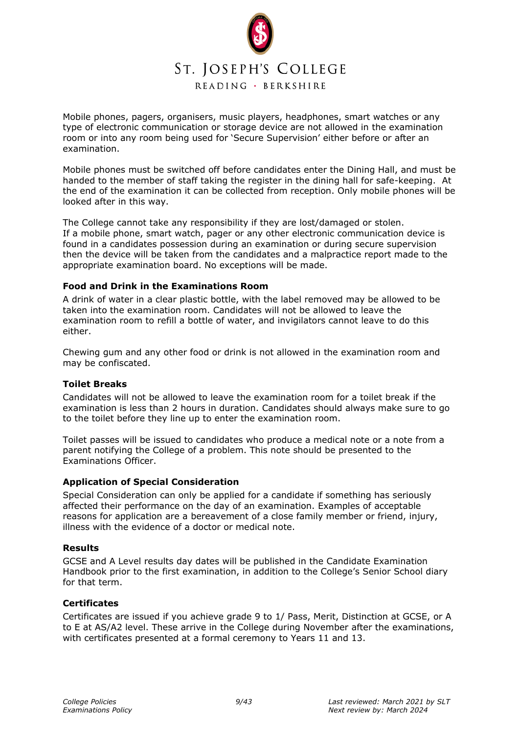Mobile phones, pagers, organisers, music players, headphones, smart watches or any type of electronic communication or storage device are not allowed in the examination room or into any room being used for 'Secure Supervision' either before or after an examination.

Mobile phones must be switched off before candidates enter the Dining Hall, and must be handed to the member of staff taking the register in the dining hall for safe-keeping. At the end of the examination it can be collected from reception. Only mobile phones will be looked after in this way.

The College cannot take any responsibility if they are lost/damaged or stolen.
If a mobile phone, smart watch, pager or any other electronic communication device is found in a candidates possession during an examination or during secure supervision then the device will be taken from the candidates and a malpractice report made to the appropriate examination board. No exceptions will be made.

**Food and Drink in the Examinations Room**

A drink of water in a clear plastic bottle, with the label removed may be allowed to be taken into the examination room. Candidates will not be allowed to leave the examination room to refill a bottle of water, and invigilators cannot leave to do this either.

Chewing gum and any other food or drink is not allowed in the examination room and may be confiscated.

**Toilet Breaks**

Candidates will not be allowed to leave the examination room for a toilet break if the examination is less than 2 hours in duration. Candidates should always make sure to go to the toilet before they line up to enter the examination room.

Toilet passes will be issued to candidates who produce a medical note or a note from a parent notifying the College of a problem. This note should be presented to the Examinations Officer.

**Application of Special Consideration**

Special Consideration can only be applied for a candidate if something has seriously affected their performance on the day of an examination. Examples of acceptable reasons for application are a bereavement of a close family member or friend, injury, illness with the evidence of a doctor or medical note.

**Results**

GCSE and A Level results day dates will be published in the Candidate Examination Handbook prior to the first examination, in addition to the College's Senior School diary for that term.

**Certificates**

Certificates are issued if you achieve grade 9 to 1/ Pass, Merit, Distinction at GCSE, or A to E at AS/A2 level. These arrive in the College during November after the examinations, with certificates presented at a formal ceremony to Years 11 and 13.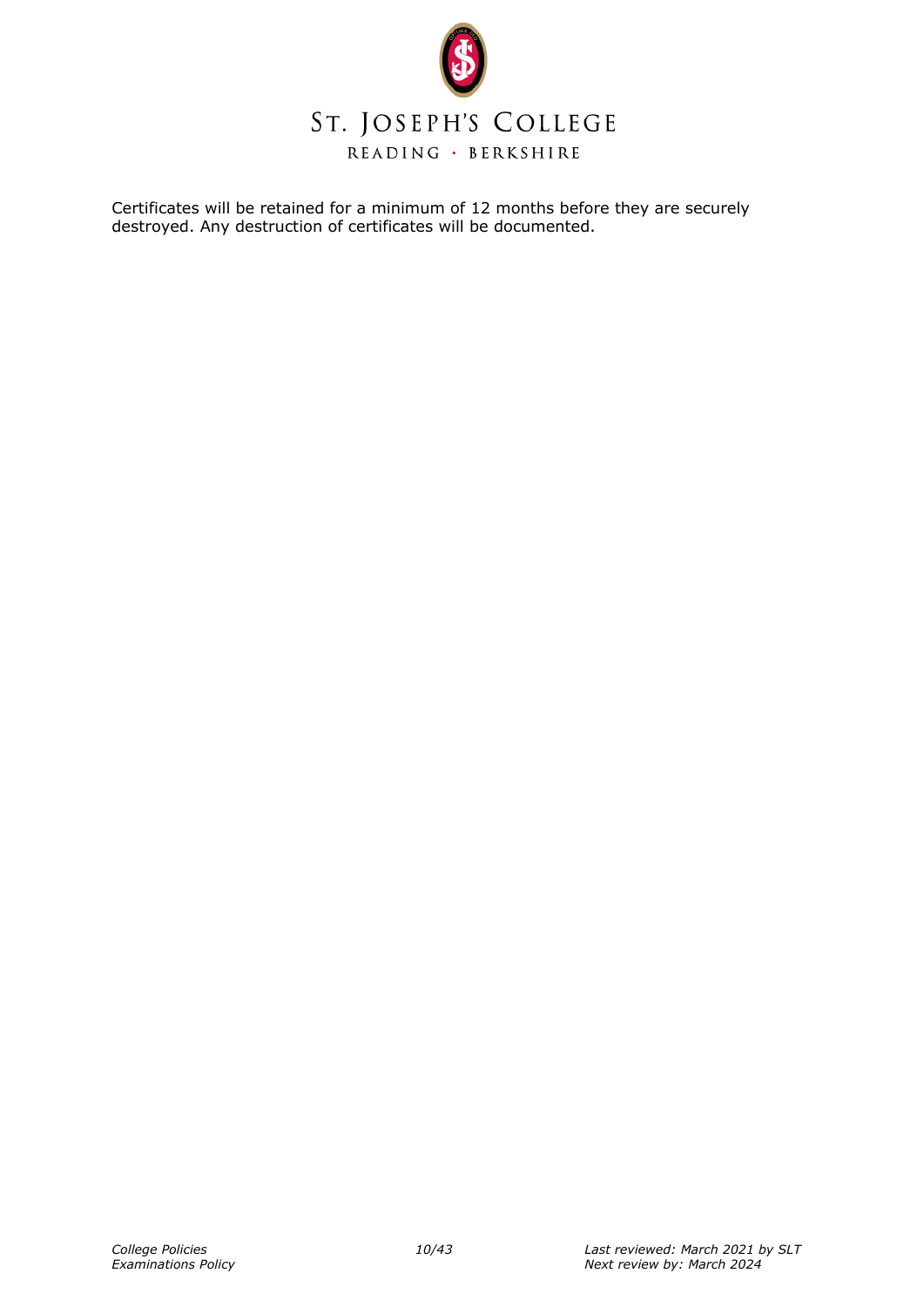Certificates will be retained for a minimum of 12 months before they are securely destroyed. Any destruction of certificates will be documented.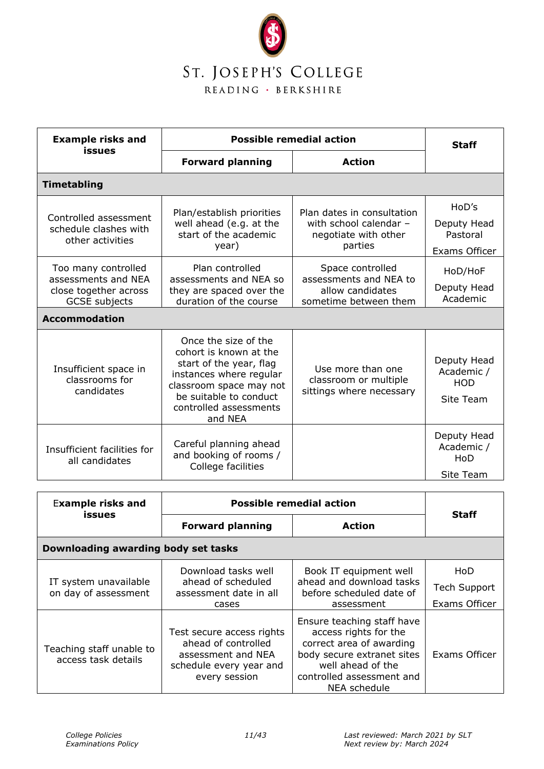| Example risks and issues | Possible remedial action | | Staff |
|---|---|---|---|
| | Forward planning | Action | |
| **Timetabling** | | | |
| Controlled assessment schedule clashes with other activities | Plan/establish priorities well ahead (e.g. at the start of the academic year) | Plan dates in consultation with school calendar – negotiate with other parties | HoD's<br>Deputy Head Pastoral<br>Exams Officer |
| Too many controlled assessments and NEA close together across GCSE subjects | Plan controlled assessments and NEA so they are spaced over the duration of the course | Space controlled assessments and NEA to allow candidates sometime between them | HoD/HoF<br>Deputy Head Academic |
| **Accommodation** | | | |
| Insufficient space in classrooms for candidates | Once the size of the cohort is known at the start of the year, flag instances where regular classroom space may not be suitable to conduct controlled assessments and NEA | Use more than one classroom or multiple sittings where necessary | Deputy Head Academic / HOD<br>Site Team |
| Insufficient facilities for all candidates | Careful planning ahead and booking of rooms / College facilities | | Deputy Head Academic / HoD<br>Site Team |

| Example risks and issues | Possible remedial action | | Staff |
|---|---|---|---|
| | Forward planning | Action | |
| **Downloading awarding body set tasks** | | | |
| IT system unavailable on day of assessment | Download tasks well ahead of scheduled assessment date in all cases | Book IT equipment well ahead and download tasks before scheduled date of assessment | HoD<br>Tech Support<br>Exams Officer |
| Teaching staff unable to access task details | Test secure access rights ahead of controlled assessment and NEA schedule every year and every session | Ensure teaching staff have access rights for the correct area of awarding body secure extranet sites well ahead of the controlled assessment and NEA schedule | Exams Officer |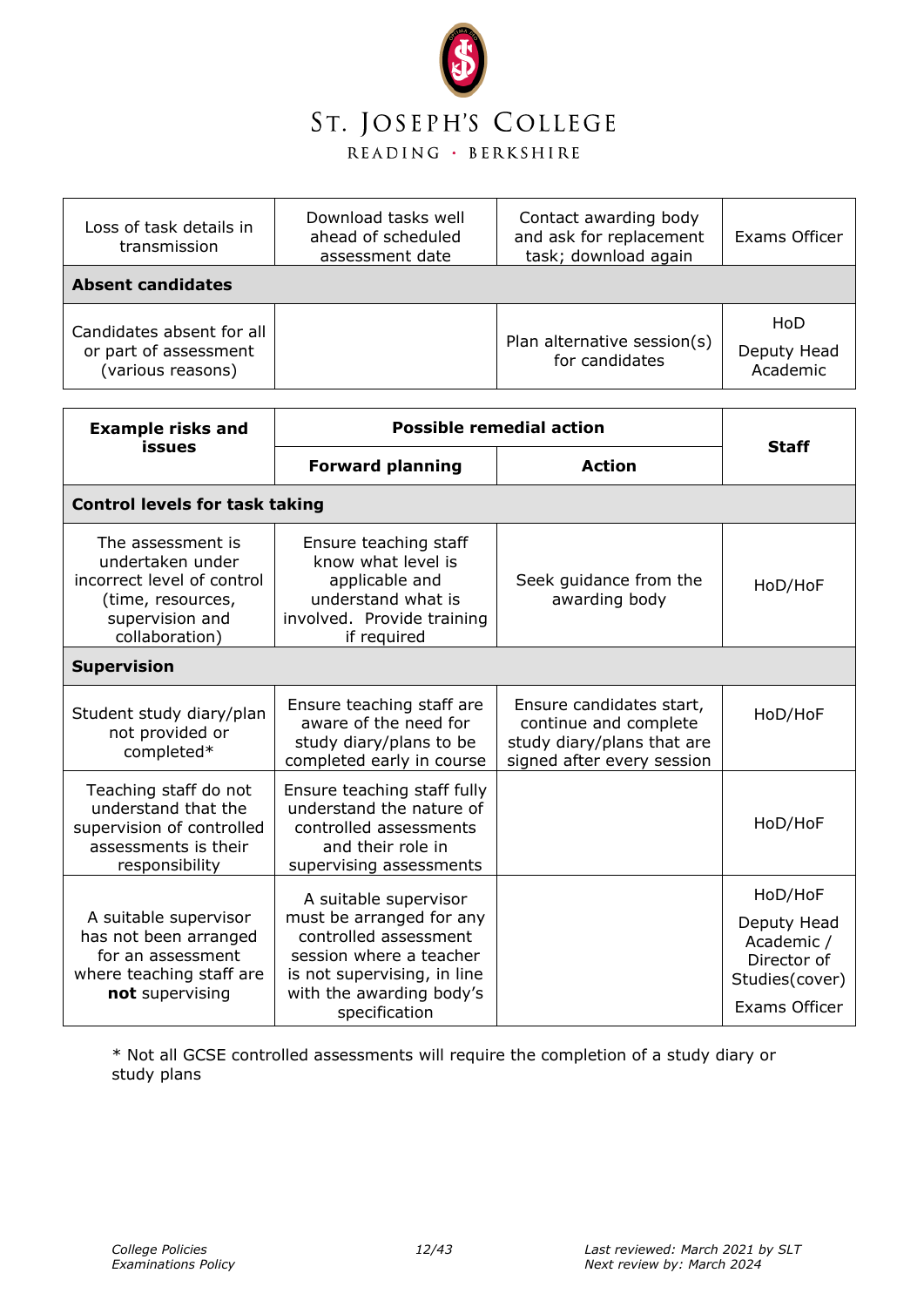| | | | |
|---|---|---|---|
| Loss of task details in transmission | Download tasks well ahead of scheduled assessment date | Contact awarding body and ask for replacement task; download again | Exams Officer |
| **Absent candidates** | | | |
| Candidates absent for all or part of assessment (various reasons) | | Plan alternative session(s) for candidates | HoD<br>Deputy Head Academic |

| **Example risks and issues** | **Possible remedial action** | | **Staff** |
|---|---|---|---|
| | **Forward planning** | **Action** | |
| **Control levels for task taking** | | | |
| The assessment is undertaken under incorrect level of control (time, resources, supervision and collaboration) | Ensure teaching staff know what level is applicable and understand what is involved. Provide training if required | Seek guidance from the awarding body | HoD/HoF |
| **Supervision** | | | |
| Student study diary/plan not provided or completed* | Ensure teaching staff are aware of the need for study diary/plans to be completed early in course | Ensure candidates start, continue and complete study diary/plans that are signed after every session | HoD/HoF |
| Teaching staff do not understand that the supervision of controlled assessments is their responsibility | Ensure teaching staff fully understand the nature of controlled assessments and their role in supervising assessments | | HoD/HoF |
| A suitable supervisor has not been arranged for an assessment where teaching staff are **not** supervising | A suitable supervisor must be arranged for any controlled assessment session where a teacher is not supervising, in line with the awarding body's specification | | HoD/HoF<br>Deputy Head Academic / Director of Studies(cover)<br>Exams Officer |

* Not all GCSE controlled assessments will require the completion of a study diary or study plans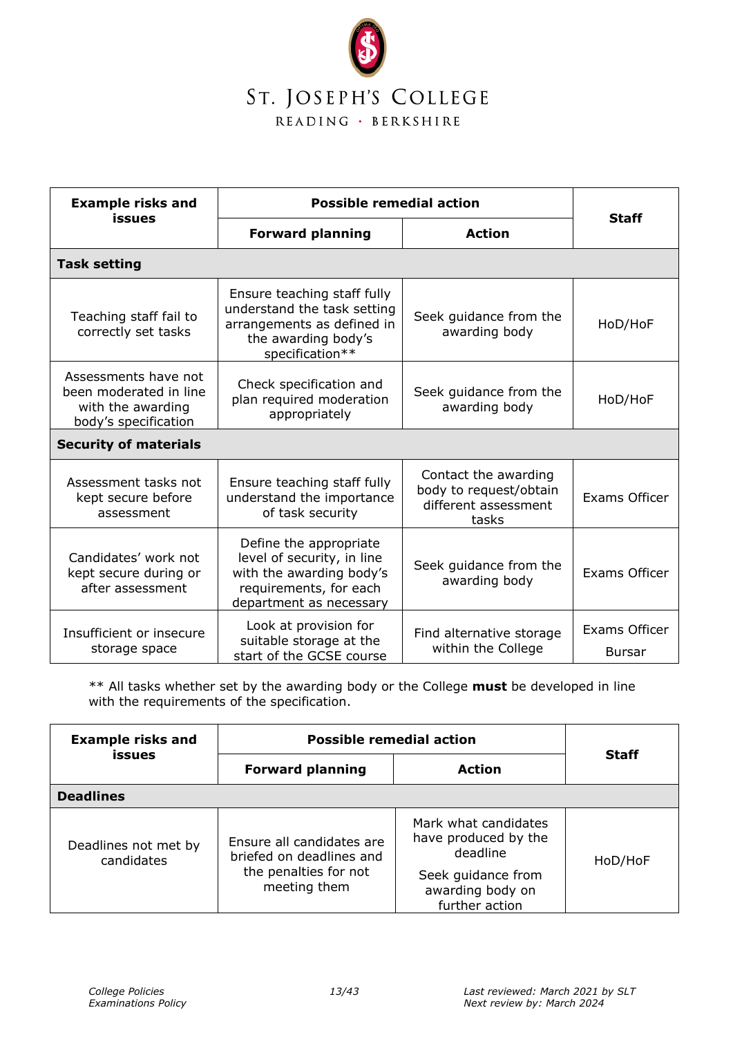| Example risks and issues | Possible remedial action | | Staff |
|---|---|---|---|
| | **Forward planning** | **Action** | |
| **Task setting** | | | |
| Teaching staff fail to correctly set tasks | Ensure teaching staff fully understand the task setting arrangements as defined in the awarding body's specification** | Seek guidance from the awarding body | HoD/HoF |
| Assessments have not been moderated in line with the awarding body's specification | Check specification and plan required moderation appropriately | Seek guidance from the awarding body | HoD/HoF |
| **Security of materials** | | | |
| Assessment tasks not kept secure before assessment | Ensure teaching staff fully understand the importance of task security | Contact the awarding body to request/obtain different assessment tasks | Exams Officer |
| Candidates' work not kept secure during or after assessment | Define the appropriate level of security, in line with the awarding body's requirements, for each department as necessary | Seek guidance from the awarding body | Exams Officer |
| Insufficient or insecure storage space | Look at provision for suitable storage at the start of the GCSE course | Find alternative storage within the College | Exams Officer<br>Bursar |

** All tasks whether set by the awarding body or the College **must** be developed in line with the requirements of the specification.

| Example risks and issues | Possible remedial action | | Staff |
|---|---|---|---|
| | **Forward planning** | **Action** | |
| **Deadlines** | | | |
| Deadlines not met by candidates | Ensure all candidates are briefed on deadlines and the penalties for not meeting them | Mark what candidates have produced by the deadline<br>Seek guidance from awarding body on further action | HoD/HoF |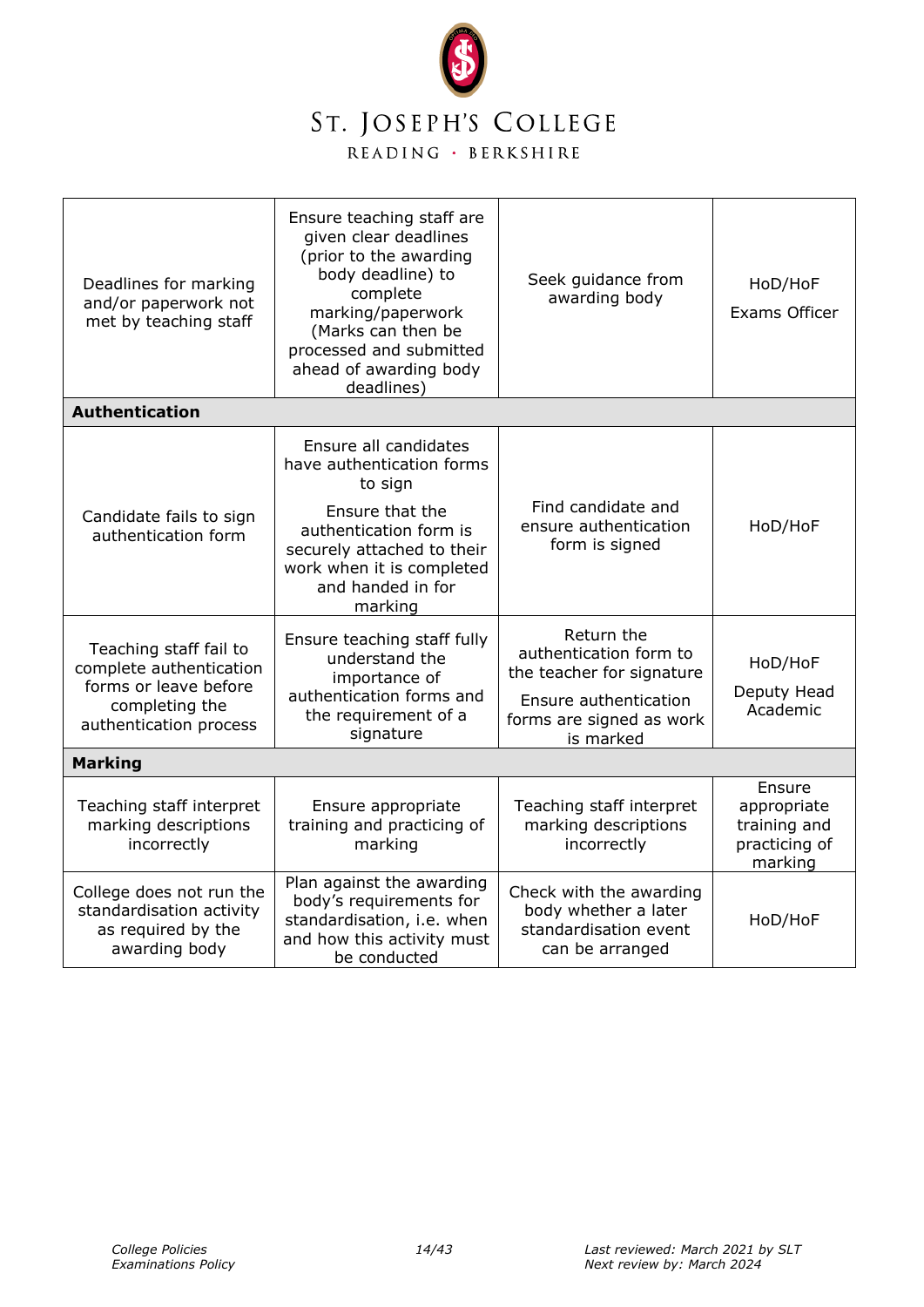| | | | |
|---|---|---|---|
| Deadlines for marking and/or paperwork not met by teaching staff | Ensure teaching staff are given clear deadlines (prior to the awarding body deadline) to complete marking/paperwork (Marks can then be processed and submitted ahead of awarding body deadlines) | Seek guidance from awarding body | HoD/HoF<br>Exams Officer |
| **Authentication** | | | |
| Candidate fails to sign authentication form | Ensure all candidates have authentication forms to sign<br>Ensure that the authentication form is securely attached to their work when it is completed and handed in for marking | Find candidate and ensure authentication form is signed | HoD/HoF |
| Teaching staff fail to complete authentication forms or leave before completing the authentication process | Ensure teaching staff fully understand the importance of authentication forms and the requirement of a signature | Return the authentication form to the teacher for signature<br>Ensure authentication forms are signed as work is marked | HoD/HoF<br>Deputy Head Academic |
| **Marking** | | | |
| Teaching staff interpret marking descriptions incorrectly | Ensure appropriate training and practicing of marking | Teaching staff interpret marking descriptions incorrectly | Ensure appropriate training and practicing of marking |
| College does not run the standardisation activity as required by the awarding body | Plan against the awarding body's requirements for standardisation, i.e. when and how this activity must be conducted | Check with the awarding body whether a later standardisation event can be arranged | HoD/HoF |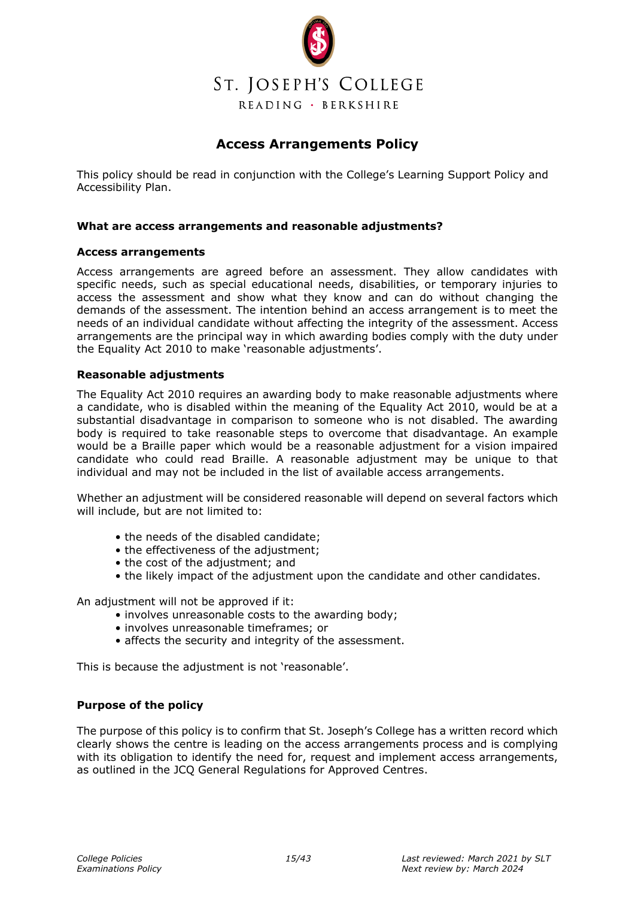ST. JOSEPH'S COLLEGE

READING · BERKSHIRE

# Access Arrangements Policy

This policy should be read in conjunction with the College's Learning Support Policy and Accessibility Plan.

### What are access arrangements and reasonable adjustments?

### Access arrangements

Access arrangements are agreed before an assessment. They allow candidates with specific needs, such as special educational needs, disabilities, or temporary injuries to access the assessment and show what they know and can do without changing the demands of the assessment. The intention behind an access arrangement is to meet the needs of an individual candidate without affecting the integrity of the assessment. Access arrangements are the principal way in which awarding bodies comply with the duty under the Equality Act 2010 to make 'reasonable adjustments'.

### Reasonable adjustments

The Equality Act 2010 requires an awarding body to make reasonable adjustments where a candidate, who is disabled within the meaning of the Equality Act 2010, would be at a substantial disadvantage in comparison to someone who is not disabled. The awarding body is required to take reasonable steps to overcome that disadvantage. An example would be a Braille paper which would be a reasonable adjustment for a vision impaired candidate who could read Braille. A reasonable adjustment may be unique to that individual and may not be included in the list of available access arrangements.

Whether an adjustment will be considered reasonable will depend on several factors which will include, but are not limited to:

- the needs of the disabled candidate;
- the effectiveness of the adjustment;
- the cost of the adjustment; and
- the likely impact of the adjustment upon the candidate and other candidates.

An adjustment will not be approved if it:

- involves unreasonable costs to the awarding body;
- involves unreasonable timeframes; or
- affects the security and integrity of the assessment.

This is because the adjustment is not 'reasonable'.

### Purpose of the policy

The purpose of this policy is to confirm that St. Joseph's College has a written record which clearly shows the centre is leading on the access arrangements process and is complying with its obligation to identify the need for, request and implement access arrangements, as outlined in the JCQ General Regulations for Approved Centres.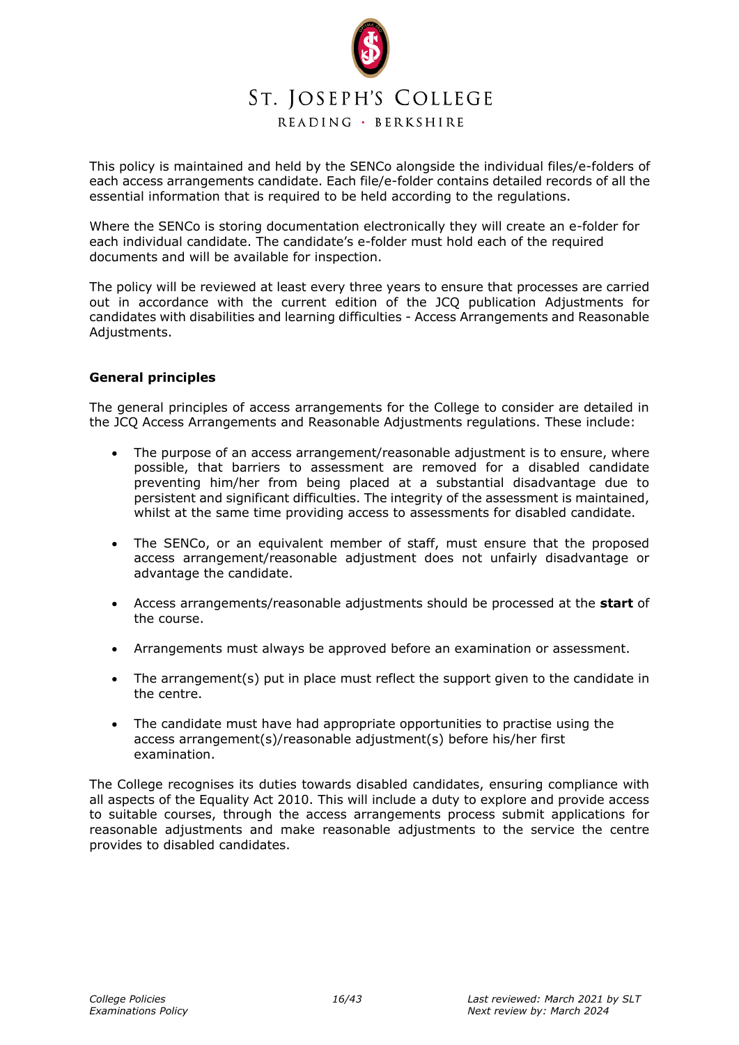This policy is maintained and held by the SENCo alongside the individual files/e-folders of each access arrangements candidate. Each file/e-folder contains detailed records of all the essential information that is required to be held according to the regulations.

Where the SENCo is storing documentation electronically they will create an e-folder for each individual candidate. The candidate's e-folder must hold each of the required documents and will be available for inspection.

The policy will be reviewed at least every three years to ensure that processes are carried out in accordance with the current edition of the JCQ publication Adjustments for candidates with disabilities and learning difficulties - Access Arrangements and Reasonable Adjustments.

**General principles**

The general principles of access arrangements for the College to consider are detailed in the JCQ Access Arrangements and Reasonable Adjustments regulations. These include:

- The purpose of an access arrangement/reasonable adjustment is to ensure, where possible, that barriers to assessment are removed for a disabled candidate preventing him/her from being placed at a substantial disadvantage due to persistent and significant difficulties. The integrity of the assessment is maintained, whilst at the same time providing access to assessments for disabled candidate.

- The SENCo, or an equivalent member of staff, must ensure that the proposed access arrangement/reasonable adjustment does not unfairly disadvantage or advantage the candidate.

- Access arrangements/reasonable adjustments should be processed at the **start** of the course.

- Arrangements must always be approved before an examination or assessment.

- The arrangement(s) put in place must reflect the support given to the candidate in the centre.

- The candidate must have had appropriate opportunities to practise using the access arrangement(s)/reasonable adjustment(s) before his/her first examination.

The College recognises its duties towards disabled candidates, ensuring compliance with all aspects of the Equality Act 2010. This will include a duty to explore and provide access to suitable courses, through the access arrangements process submit applications for reasonable adjustments and make reasonable adjustments to the service the centre provides to disabled candidates.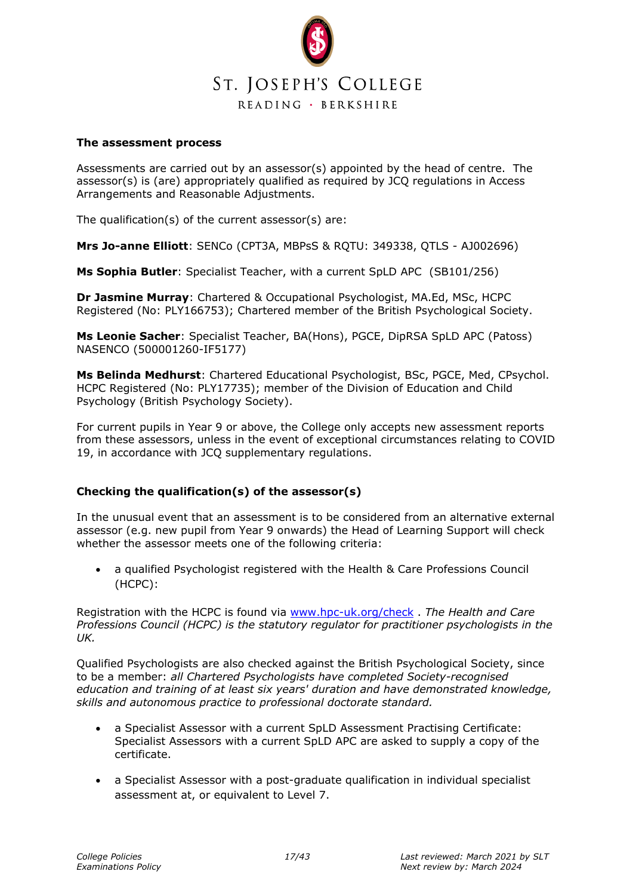### The assessment process

Assessments are carried out by an assessor(s) appointed by the head of centre. The assessor(s) is (are) appropriately qualified as required by JCQ regulations in Access Arrangements and Reasonable Adjustments.

The qualification(s) of the current assessor(s) are:

**Mrs Jo-anne Elliott**: SENCo (CPT3A, MBPsS & RQTU: 349338, QTLS - AJ002696)

**Ms Sophia Butler**: Specialist Teacher, with a current SpLD APC (SB101/256)

**Dr Jasmine Murray**: Chartered & Occupational Psychologist, MA.Ed, MSc, HCPC Registered (No: PLY166753); Chartered member of the British Psychological Society.

**Ms Leonie Sacher**: Specialist Teacher, BA(Hons), PGCE, DipRSA SpLD APC (Patoss) NASENCO (500001260-IF5177)

**Ms Belinda Medhurst**: Chartered Educational Psychologist, BSc, PGCE, Med, CPsychol. HCPC Registered (No: PLY17735); member of the Division of Education and Child Psychology (British Psychology Society).

For current pupils in Year 9 or above, the College only accepts new assessment reports from these assessors, unless in the event of exceptional circumstances relating to COVID 19, in accordance with JCQ supplementary regulations.

### Checking the qualification(s) of the assessor(s)

In the unusual event that an assessment is to be considered from an alternative external assessor (e.g. new pupil from Year 9 onwards) the Head of Learning Support will check whether the assessor meets one of the following criteria:

- a qualified Psychologist registered with the Health & Care Professions Council (HCPC):

Registration with the HCPC is found via [www.hpc-uk.org/check](http://www.hpc-uk.org/check) . *The Health and Care Professions Council (HCPC) is the statutory regulator for practitioner psychologists in the UK.*

Qualified Psychologists are also checked against the British Psychological Society, since to be a member: *all Chartered Psychologists have completed Society-recognised education and training of at least six years' duration and have demonstrated knowledge, skills and autonomous practice to professional doctorate standard.*

- a Specialist Assessor with a current SpLD Assessment Practising Certificate: Specialist Assessors with a current SpLD APC are asked to supply a copy of the certificate.

- a Specialist Assessor with a post-graduate qualification in individual specialist assessment at, or equivalent to Level 7.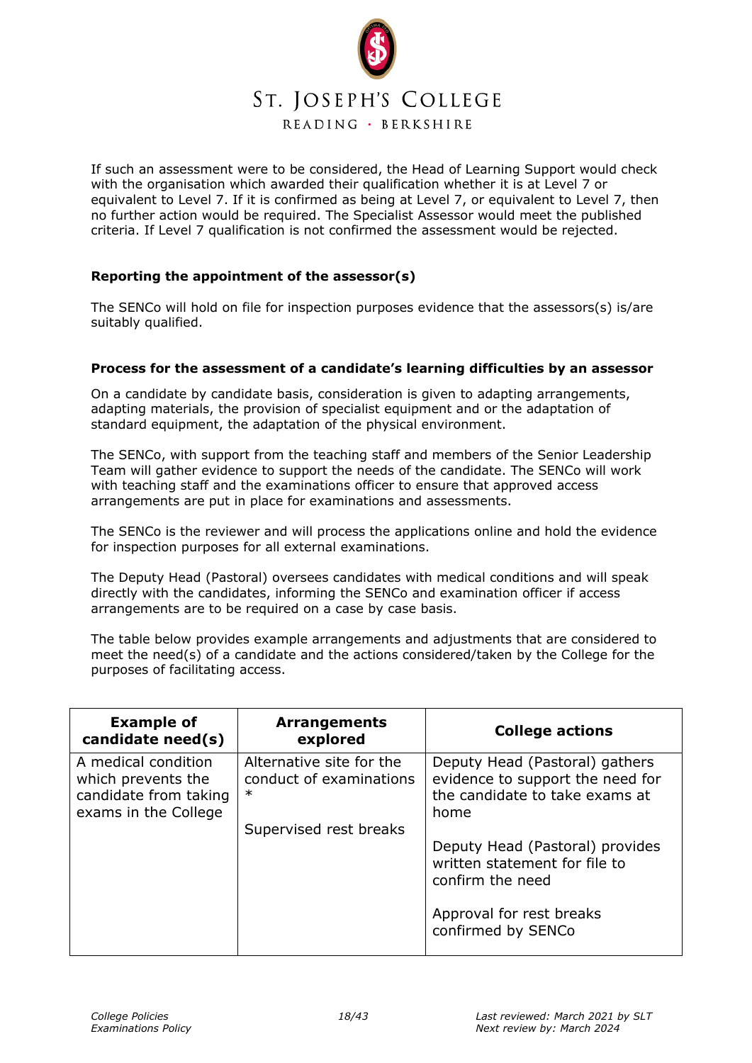If such an assessment were to be considered, the Head of Learning Support would check with the organisation which awarded their qualification whether it is at Level 7 or equivalent to Level 7. If it is confirmed as being at Level 7, or equivalent to Level 7, then no further action would be required. The Specialist Assessor would meet the published criteria. If Level 7 qualification is not confirmed the assessment would be rejected.

**Reporting the appointment of the assessor(s)**

The SENCo will hold on file for inspection purposes evidence that the assessors(s) is/are suitably qualified.

**Process for the assessment of a candidate's learning difficulties by an assessor**

On a candidate by candidate basis, consideration is given to adapting arrangements, adapting materials, the provision of specialist equipment and or the adaptation of standard equipment, the adaptation of the physical environment.

The SENCo, with support from the teaching staff and members of the Senior Leadership Team will gather evidence to support the needs of the candidate. The SENCo will work with teaching staff and the examinations officer to ensure that approved access arrangements are put in place for examinations and assessments.

The SENCo is the reviewer and will process the applications online and hold the evidence for inspection purposes for all external examinations.

The Deputy Head (Pastoral) oversees candidates with medical conditions and will speak directly with the candidates, informing the SENCo and examination officer if access arrangements are to be required on a case by case basis.

The table below provides example arrangements and adjustments that are considered to meet the need(s) of a candidate and the actions considered/taken by the College for the purposes of facilitating access.

| Example of candidate need(s) | Arrangements explored | College actions |
|---|---|---|
| A medical condition which prevents the candidate from taking exams in the College | Alternative site for the conduct of examinations *<br><br>Supervised rest breaks | Deputy Head (Pastoral) gathers evidence to support the need for the candidate to take exams at home<br><br>Deputy Head (Pastoral) provides written statement for file to confirm the need<br><br>Approval for rest breaks confirmed by SENCo |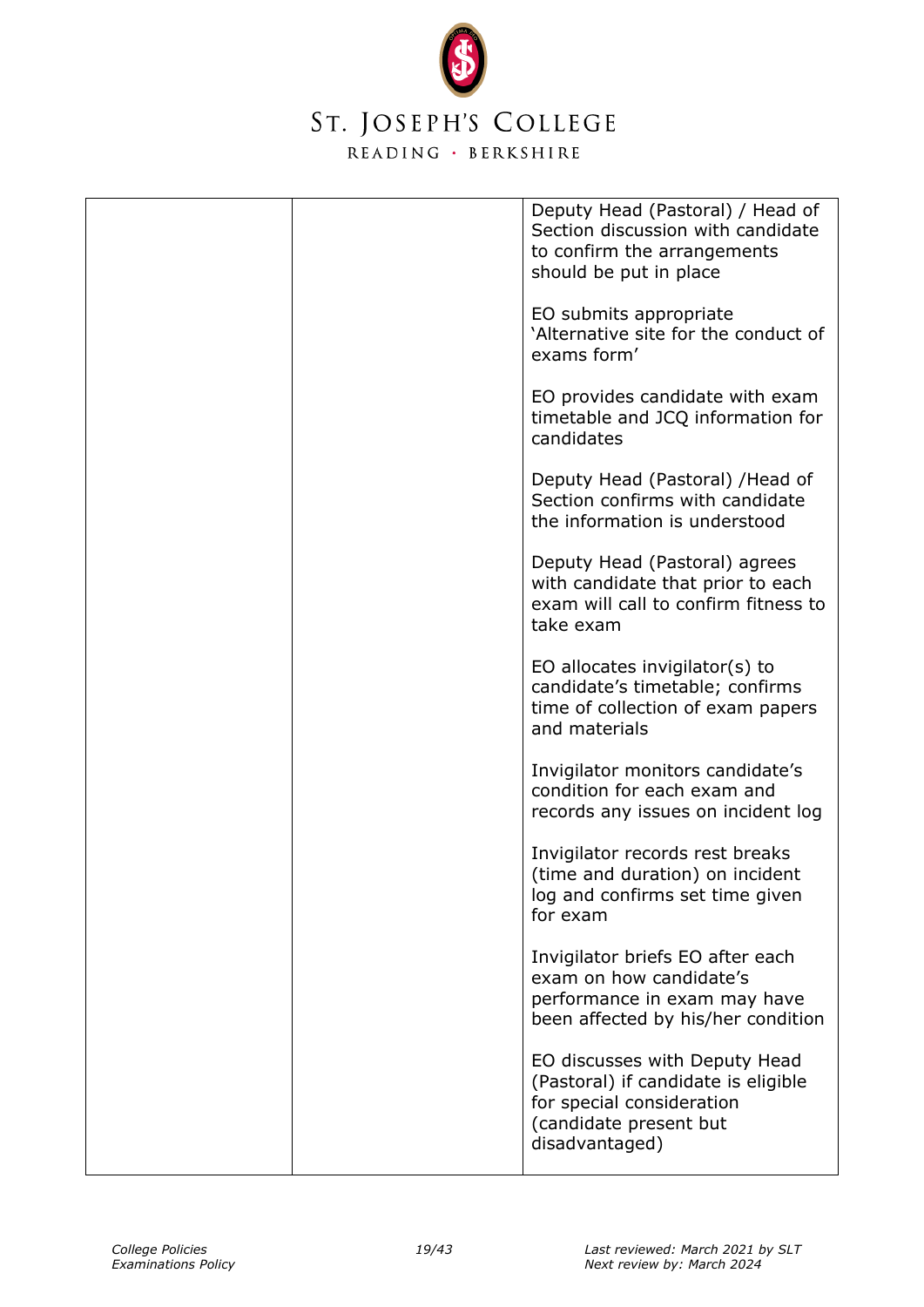| | | |
|---|---|---|
| | | Deputy Head (Pastoral) / Head of Section discussion with candidate to confirm the arrangements should be put in place<br><br>EO submits appropriate 'Alternative site for the conduct of exams form'<br><br>EO provides candidate with exam timetable and JCQ information for candidates<br><br>Deputy Head (Pastoral) /Head of Section confirms with candidate the information is understood<br><br>Deputy Head (Pastoral) agrees with candidate that prior to each exam will call to confirm fitness to take exam<br><br>EO allocates invigilator(s) to candidate's timetable; confirms time of collection of exam papers and materials<br><br>Invigilator monitors candidate's condition for each exam and records any issues on incident log<br><br>Invigilator records rest breaks (time and duration) on incident log and confirms set time given for exam<br><br>Invigilator briefs EO after each exam on how candidate's performance in exam may have been affected by his/her condition<br><br>EO discusses with Deputy Head (Pastoral) if candidate is eligible for special consideration (candidate present but disadvantaged) |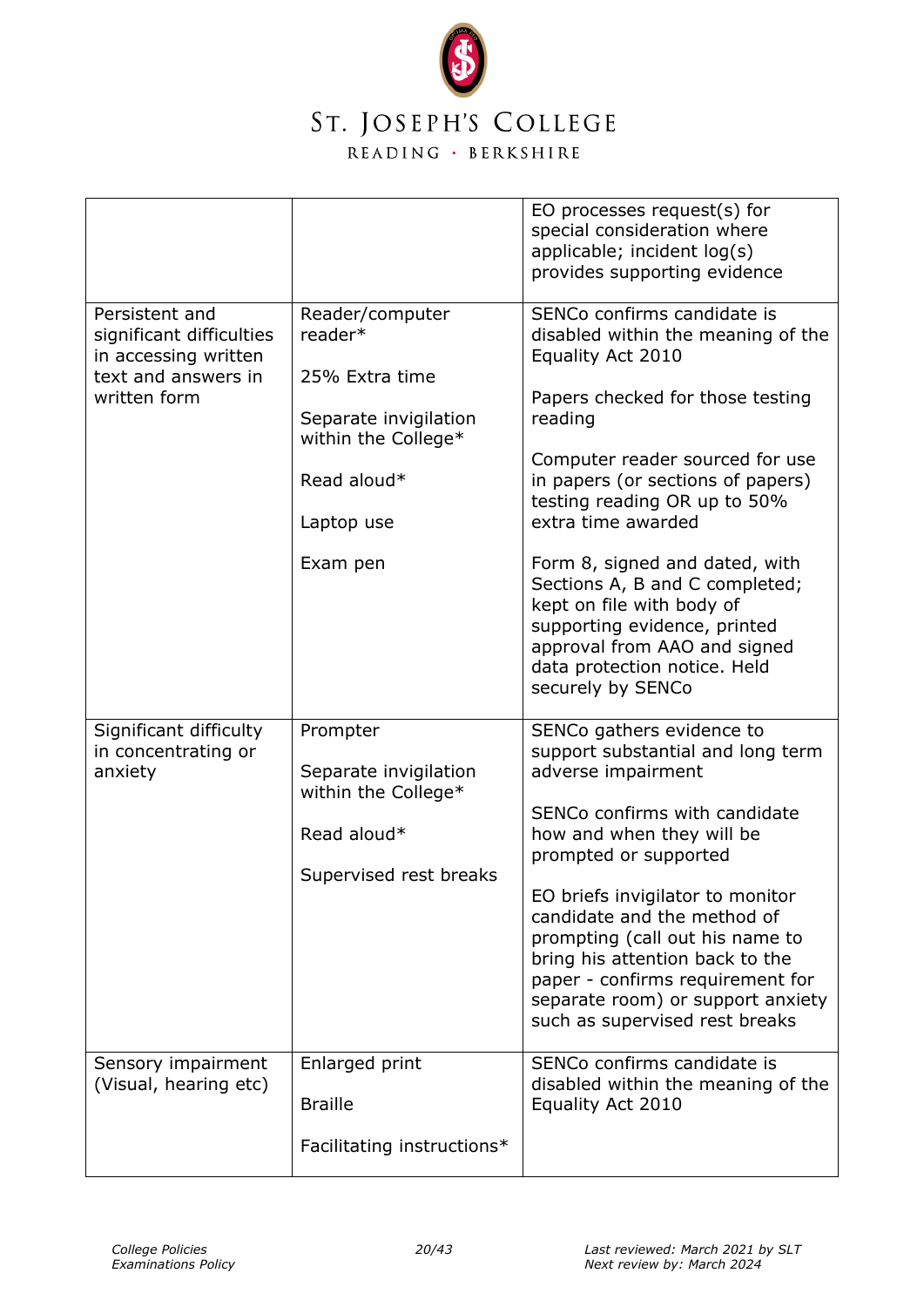| | | |
|---|---|---|
| | | EO processes request(s) for special consideration where applicable; incident log(s) provides supporting evidence |
| Persistent and significant difficulties in accessing written text and answers in written form | Reader/computer reader*<br><br>25% Extra time<br><br>Separate invigilation within the College*<br><br>Read aloud*<br><br>Laptop use<br><br>Exam pen | SENCo confirms candidate is disabled within the meaning of the Equality Act 2010<br><br>Papers checked for those testing reading<br><br>Computer reader sourced for use in papers (or sections of papers) testing reading OR up to 50% extra time awarded<br><br>Form 8, signed and dated, with Sections A, B and C completed; kept on file with body of supporting evidence, printed approval from AAO and signed data protection notice. Held securely by SENCo |
| Significant difficulty in concentrating or anxiety | Prompter<br><br>Separate invigilation within the College*<br><br>Read aloud*<br><br>Supervised rest breaks | SENCo gathers evidence to support substantial and long term adverse impairment<br><br>SENCo confirms with candidate how and when they will be prompted or supported<br><br>EO briefs invigilator to monitor candidate and the method of prompting (call out his name to bring his attention back to the paper - confirms requirement for separate room) or support anxiety such as supervised rest breaks |
| Sensory impairment (Visual, hearing etc) | Enlarged print<br><br>Braille<br><br>Facilitating instructions* | SENCo confirms candidate is disabled within the meaning of the Equality Act 2010 |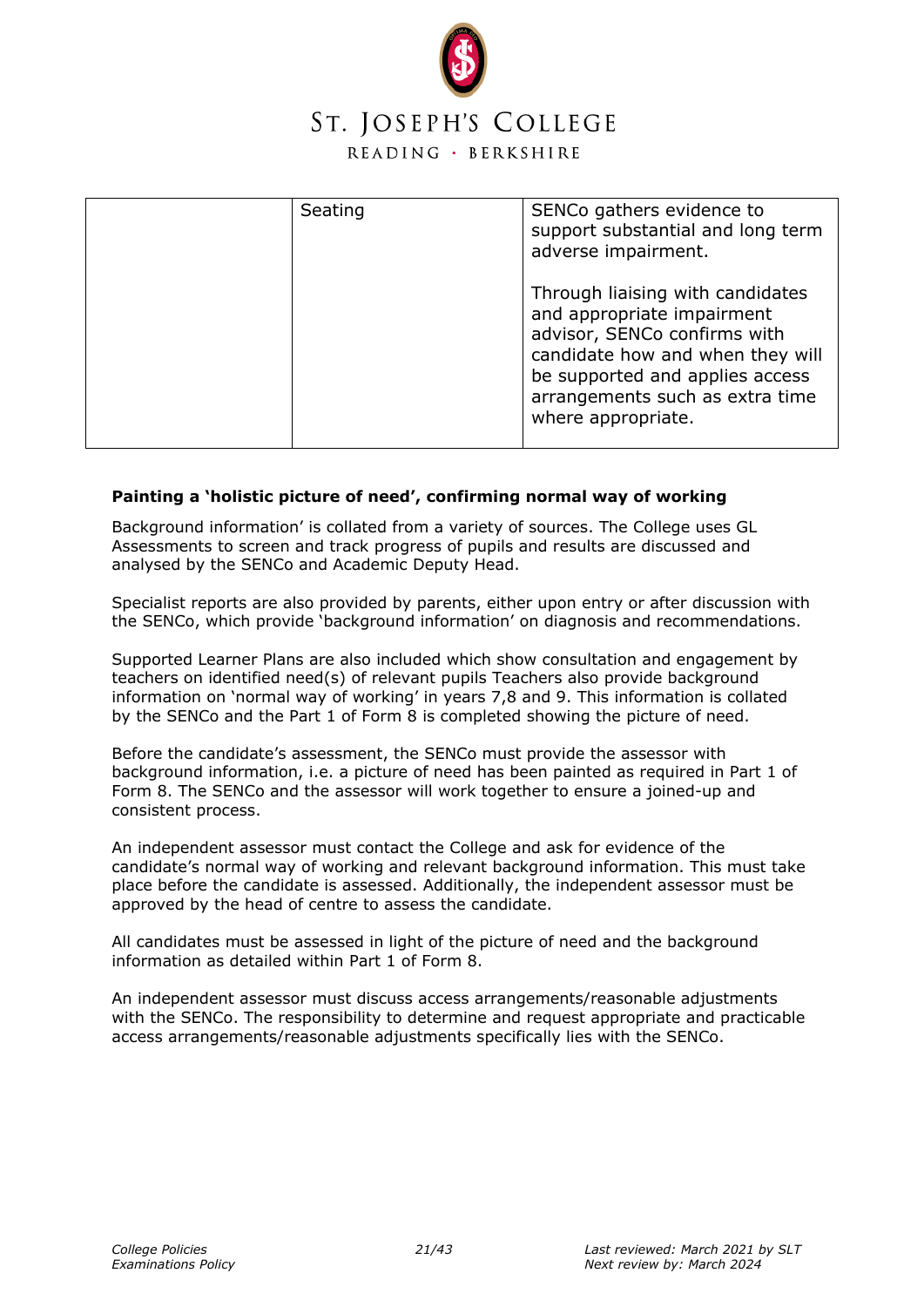| | | |
|---|---|---|
| | Seating | SENCo gathers evidence to support substantial and long term adverse impairment.<br><br>Through liaising with candidates and appropriate impairment advisor, SENCo confirms with candidate how and when they will be supported and applies access arrangements such as extra time where appropriate. |

**Painting a 'holistic picture of need', confirming normal way of working**

Background information' is collated from a variety of sources. The College uses GL Assessments to screen and track progress of pupils and results are discussed and analysed by the SENCo and Academic Deputy Head.

Specialist reports are also provided by parents, either upon entry or after discussion with the SENCo, which provide 'background information' on diagnosis and recommendations.

Supported Learner Plans are also included which show consultation and engagement by teachers on identified need(s) of relevant pupils Teachers also provide background information on 'normal way of working' in years 7,8 and 9. This information is collated by the SENCo and the Part 1 of Form 8 is completed showing the picture of need.

Before the candidate's assessment, the SENCo must provide the assessor with background information, i.e. a picture of need has been painted as required in Part 1 of Form 8. The SENCo and the assessor will work together to ensure a joined-up and consistent process.

An independent assessor must contact the College and ask for evidence of the candidate's normal way of working and relevant background information. This must take place before the candidate is assessed. Additionally, the independent assessor must be approved by the head of centre to assess the candidate.

All candidates must be assessed in light of the picture of need and the background information as detailed within Part 1 of Form 8.

An independent assessor must discuss access arrangements/reasonable adjustments with the SENCo. The responsibility to determine and request appropriate and practicable access arrangements/reasonable adjustments specifically lies with the SENCo.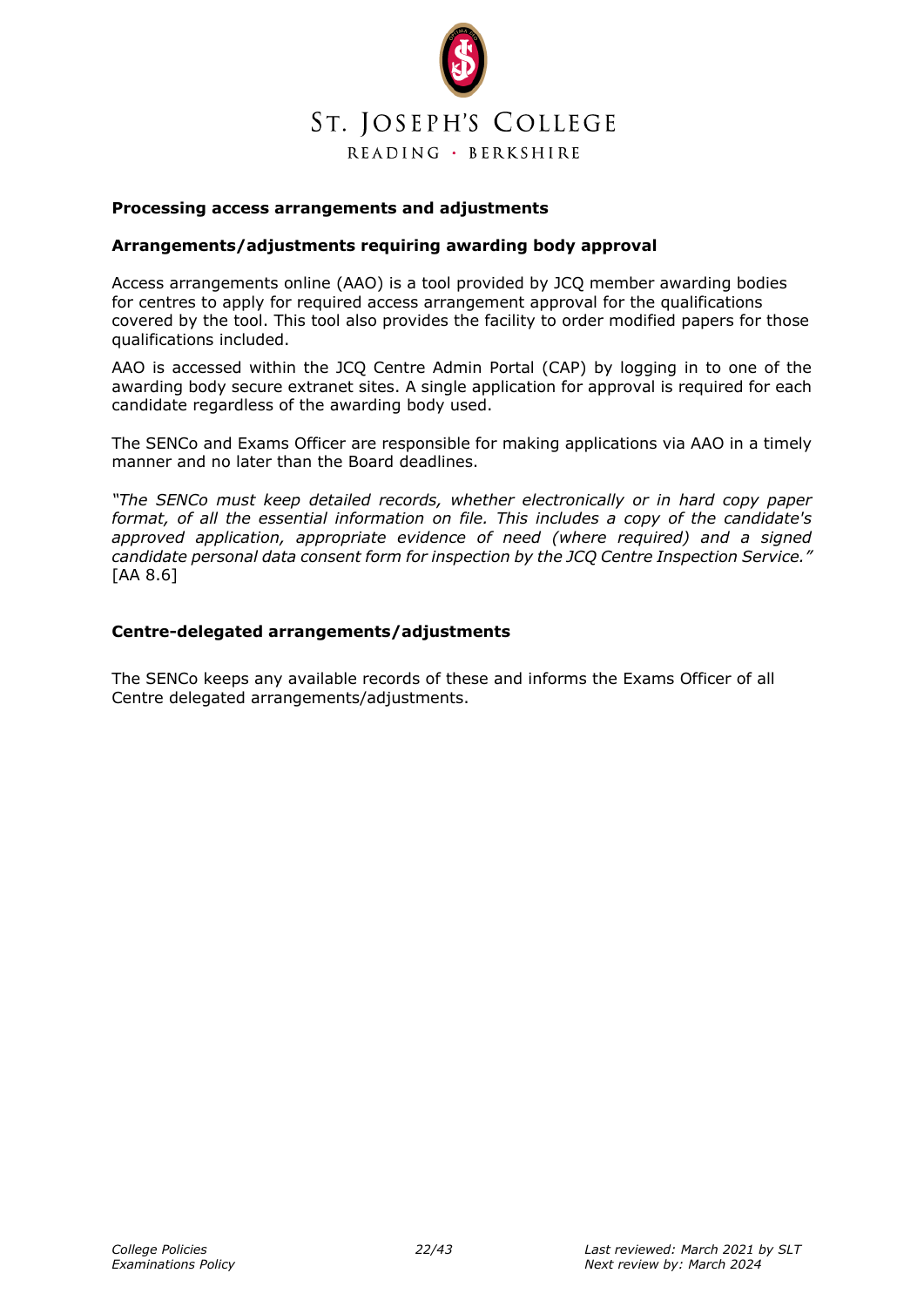## Processing access arrangements and adjustments

### Arrangements/adjustments requiring awarding body approval

Access arrangements online (AAO) is a tool provided by JCQ member awarding bodies for centres to apply for required access arrangement approval for the qualifications covered by the tool. This tool also provides the facility to order modified papers for those qualifications included.

AAO is accessed within the JCQ Centre Admin Portal (CAP) by logging in to one of the awarding body secure extranet sites. A single application for approval is required for each candidate regardless of the awarding body used.

The SENCo and Exams Officer are responsible for making applications via AAO in a timely manner and no later than the Board deadlines.

*"The SENCo must keep detailed records, whether electronically or in hard copy paper format, of all the essential information on file. This includes a copy of the candidate's approved application, appropriate evidence of need (where required) and a signed candidate personal data consent form for inspection by the JCQ Centre Inspection Service."* [AA 8.6]

### Centre-delegated arrangements/adjustments

The SENCo keeps any available records of these and informs the Exams Officer of all Centre delegated arrangements/adjustments.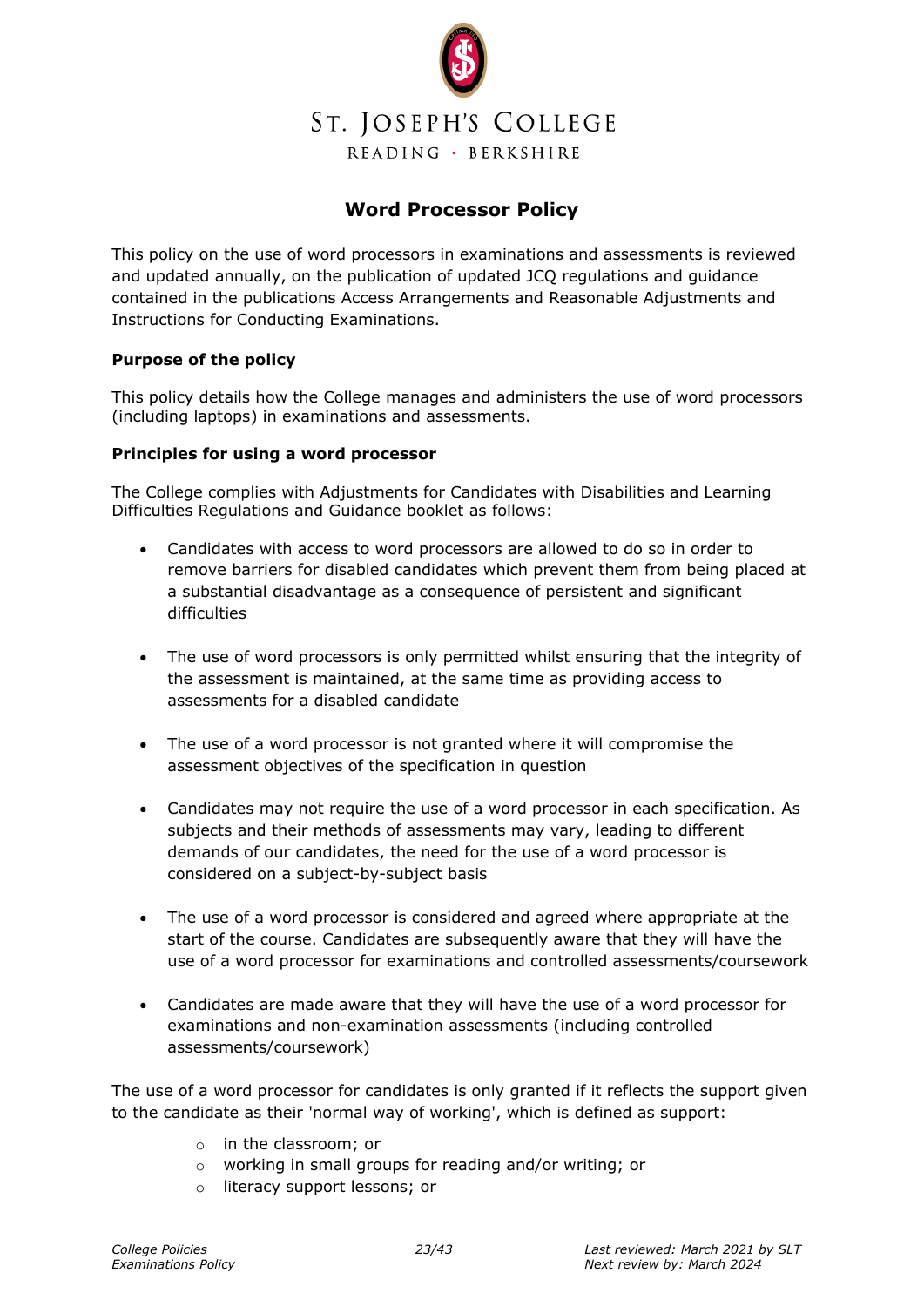ST. JOSEPH'S COLLEGE
READING · BERKSHIRE

# Word Processor Policy

This policy on the use of word processors in examinations and assessments is reviewed and updated annually, on the publication of updated JCQ regulations and guidance contained in the publications Access Arrangements and Reasonable Adjustments and Instructions for Conducting Examinations.

**Purpose of the policy**

This policy details how the College manages and administers the use of word processors (including laptops) in examinations and assessments.

**Principles for using a word processor**

The College complies with Adjustments for Candidates with Disabilities and Learning Difficulties Regulations and Guidance booklet as follows:

- Candidates with access to word processors are allowed to do so in order to remove barriers for disabled candidates which prevent them from being placed at a substantial disadvantage as a consequence of persistent and significant difficulties

- The use of word processors is only permitted whilst ensuring that the integrity of the assessment is maintained, at the same time as providing access to assessments for a disabled candidate

- The use of a word processor is not granted where it will compromise the assessment objectives of the specification in question

- Candidates may not require the use of a word processor in each specification. As subjects and their methods of assessments may vary, leading to different demands of our candidates, the need for the use of a word processor is considered on a subject-by-subject basis

- The use of a word processor is considered and agreed where appropriate at the start of the course. Candidates are subsequently aware that they will have the use of a word processor for examinations and controlled assessments/coursework

- Candidates are made aware that they will have the use of a word processor for examinations and non-examination assessments (including controlled assessments/coursework)

The use of a word processor for candidates is only granted if it reflects the support given to the candidate as their 'normal way of working', which is defined as support:

- in the classroom; or
- working in small groups for reading and/or writing; or
- literacy support lessons; or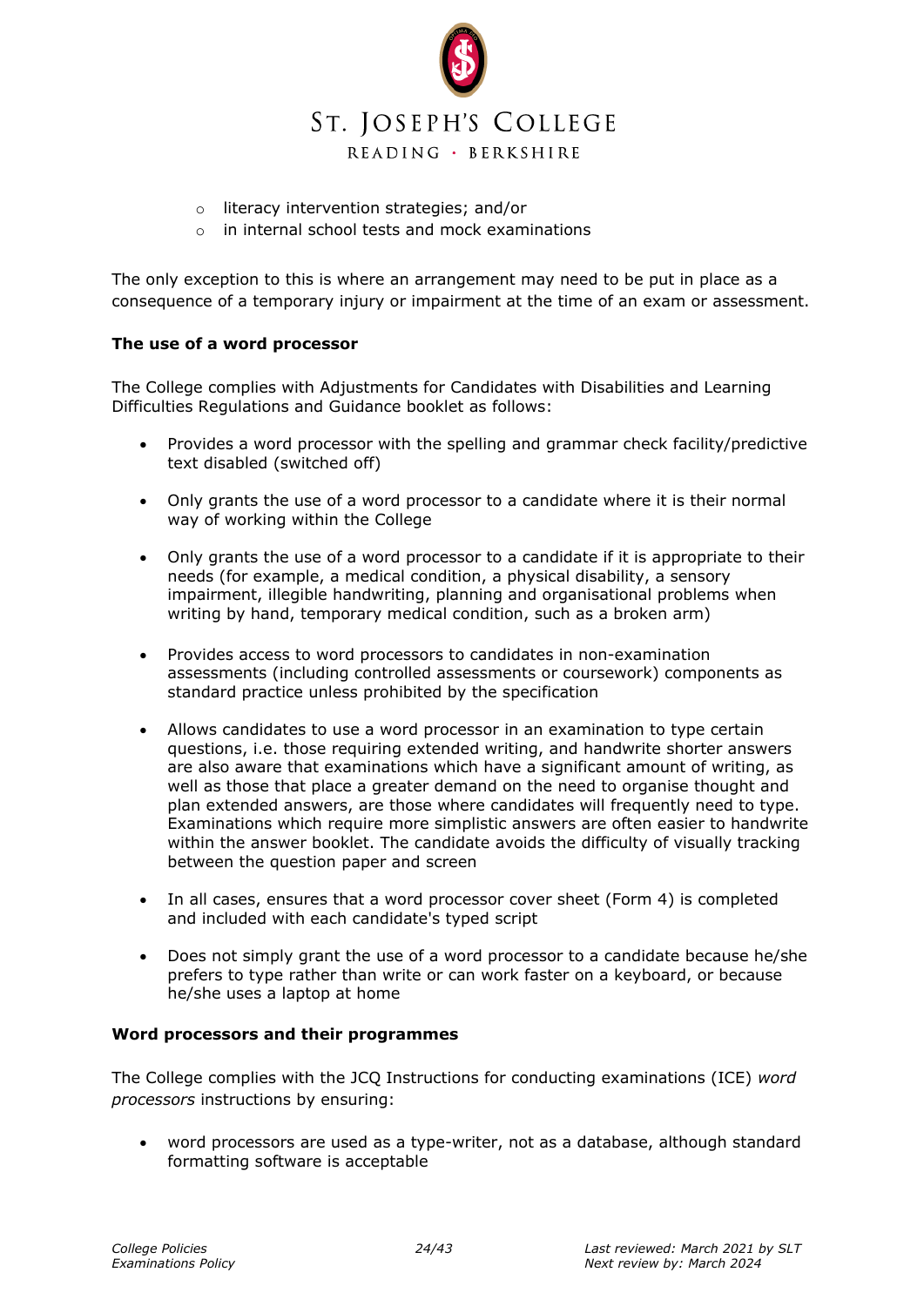- literacy intervention strategies; and/or
- in internal school tests and mock examinations

The only exception to this is where an arrangement may need to be put in place as a consequence of a temporary injury or impairment at the time of an exam or assessment.

**The use of a word processor**

The College complies with Adjustments for Candidates with Disabilities and Learning Difficulties Regulations and Guidance booklet as follows:

- Provides a word processor with the spelling and grammar check facility/predictive text disabled (switched off)
- Only grants the use of a word processor to a candidate where it is their normal way of working within the College
- Only grants the use of a word processor to a candidate if it is appropriate to their needs (for example, a medical condition, a physical disability, a sensory impairment, illegible handwriting, planning and organisational problems when writing by hand, temporary medical condition, such as a broken arm)
- Provides access to word processors to candidates in non-examination assessments (including controlled assessments or coursework) components as standard practice unless prohibited by the specification
- Allows candidates to use a word processor in an examination to type certain questions, i.e. those requiring extended writing, and handwrite shorter answers are also aware that examinations which have a significant amount of writing, as well as those that place a greater demand on the need to organise thought and plan extended answers, are those where candidates will frequently need to type. Examinations which require more simplistic answers are often easier to handwrite within the answer booklet. The candidate avoids the difficulty of visually tracking between the question paper and screen
- In all cases, ensures that a word processor cover sheet (Form 4) is completed and included with each candidate's typed script
- Does not simply grant the use of a word processor to a candidate because he/she prefers to type rather than write or can work faster on a keyboard, or because he/she uses a laptop at home

**Word processors and their programmes**

The College complies with the JCQ Instructions for conducting examinations (ICE) *word processors* instructions by ensuring:

- word processors are used as a type-writer, not as a database, although standard formatting software is acceptable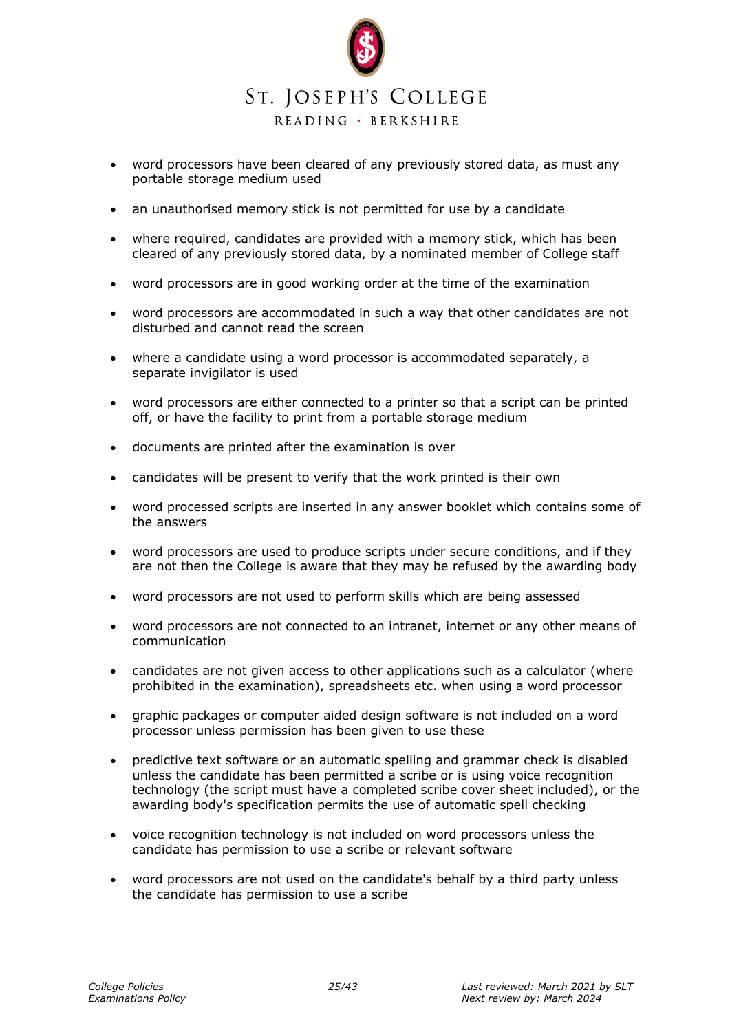- word processors have been cleared of any previously stored data, as must any portable storage medium used
- an unauthorised memory stick is not permitted for use by a candidate
- where required, candidates are provided with a memory stick, which has been cleared of any previously stored data, by a nominated member of College staff
- word processors are in good working order at the time of the examination
- word processors are accommodated in such a way that other candidates are not disturbed and cannot read the screen
- where a candidate using a word processor is accommodated separately, a separate invigilator is used
- word processors are either connected to a printer so that a script can be printed off, or have the facility to print from a portable storage medium
- documents are printed after the examination is over
- candidates will be present to verify that the work printed is their own
- word processed scripts are inserted in any answer booklet which contains some of the answers
- word processors are used to produce scripts under secure conditions, and if they are not then the College is aware that they may be refused by the awarding body
- word processors are not used to perform skills which are being assessed
- word processors are not connected to an intranet, internet or any other means of communication
- candidates are not given access to other applications such as a calculator (where prohibited in the examination), spreadsheets etc. when using a word processor
- graphic packages or computer aided design software is not included on a word processor unless permission has been given to use these
- predictive text software or an automatic spelling and grammar check is disabled unless the candidate has been permitted a scribe or is using voice recognition technology (the script must have a completed scribe cover sheet included), or the awarding body's specification permits the use of automatic spell checking
- voice recognition technology is not included on word processors unless the candidate has permission to use a scribe or relevant software
- word processors are not used on the candidate's behalf by a third party unless the candidate has permission to use a scribe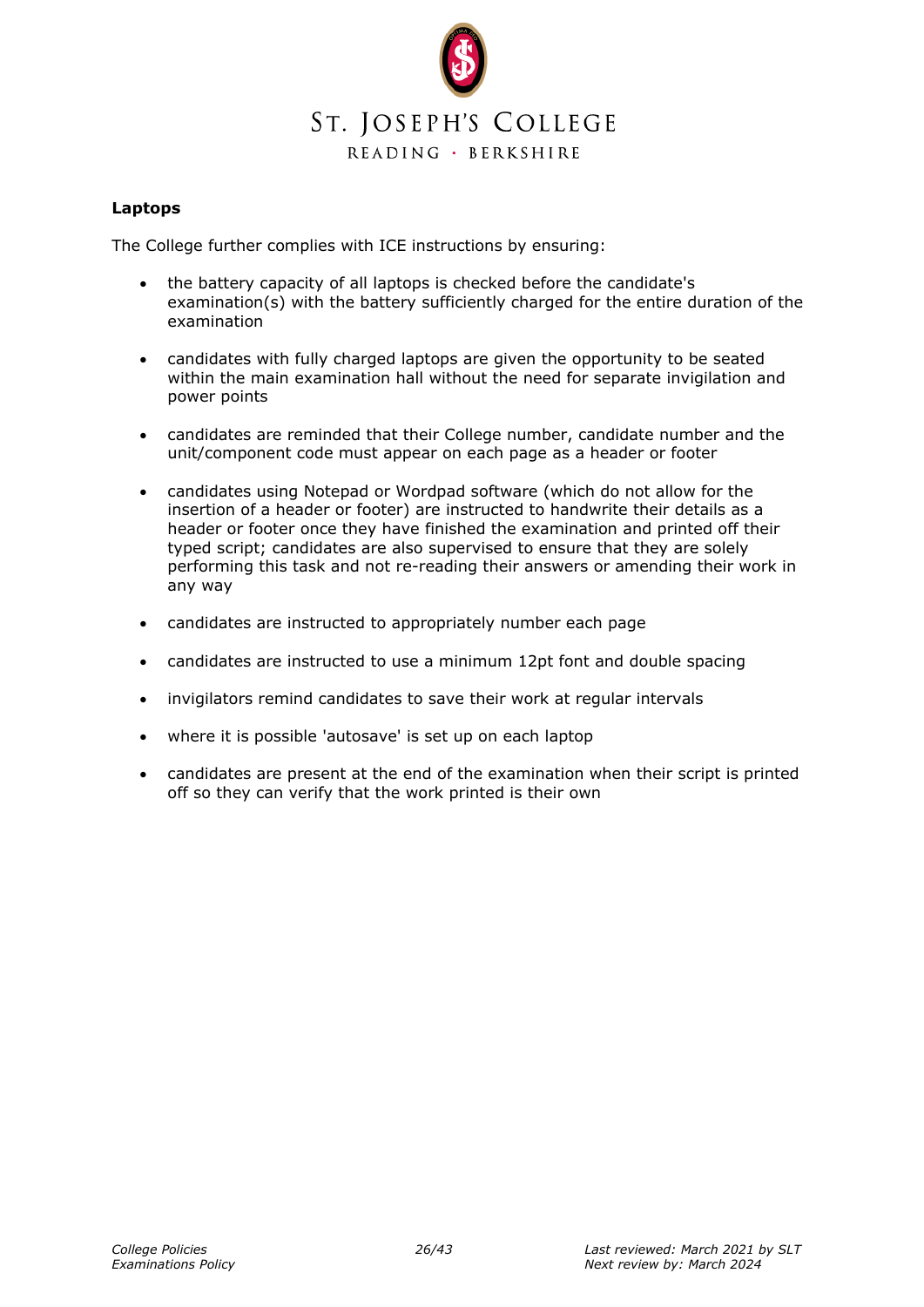**Laptops**

The College further complies with ICE instructions by ensuring:

- the battery capacity of all laptops is checked before the candidate's examination(s) with the battery sufficiently charged for the entire duration of the examination

- candidates with fully charged laptops are given the opportunity to be seated within the main examination hall without the need for separate invigilation and power points

- candidates are reminded that their College number, candidate number and the unit/component code must appear on each page as a header or footer

- candidates using Notepad or Wordpad software (which do not allow for the insertion of a header or footer) are instructed to handwrite their details as a header or footer once they have finished the examination and printed off their typed script; candidates are also supervised to ensure that they are solely performing this task and not re-reading their answers or amending their work in any way

- candidates are instructed to appropriately number each page

- candidates are instructed to use a minimum 12pt font and double spacing

- invigilators remind candidates to save their work at regular intervals

- where it is possible 'autosave' is set up on each laptop

- candidates are present at the end of the examination when their script is printed off so they can verify that the work printed is their own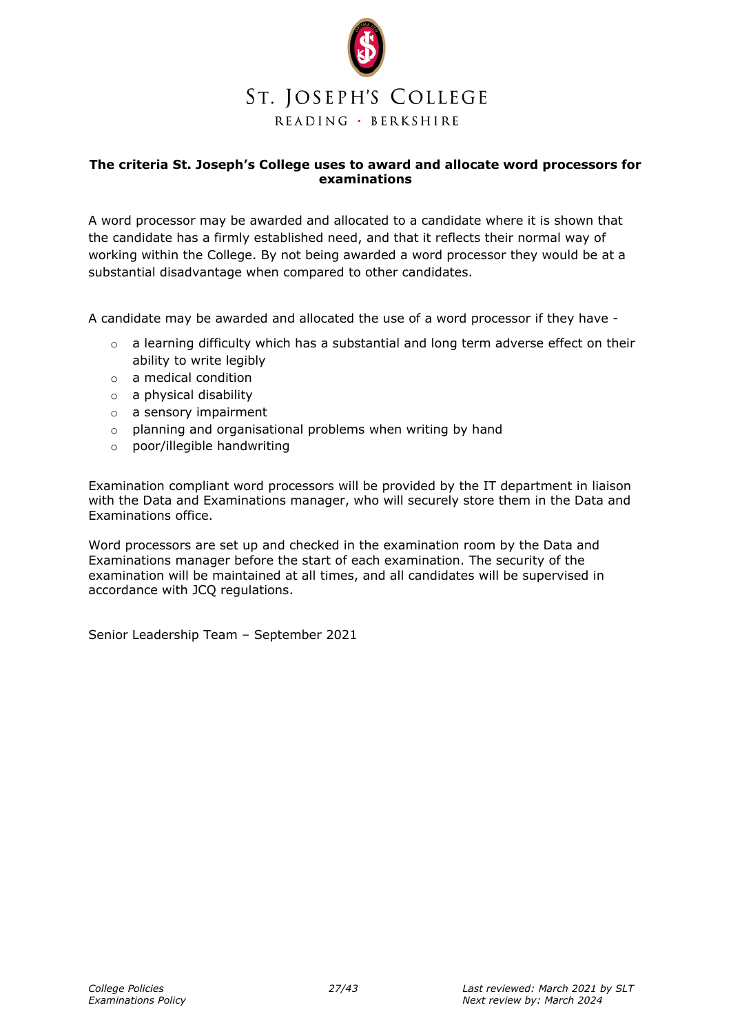ST. JOSEPH'S COLLEGE

READING · BERKSHIRE

**The criteria St. Joseph's College uses to award and allocate word processors for examinations**

A word processor may be awarded and allocated to a candidate where it is shown that the candidate has a firmly established need, and that it reflects their normal way of working within the College. By not being awarded a word processor they would be at a substantial disadvantage when compared to other candidates.

A candidate may be awarded and allocated the use of a word processor if they have -

- a learning difficulty which has a substantial and long term adverse effect on their ability to write legibly
- a medical condition
- a physical disability
- a sensory impairment
- planning and organisational problems when writing by hand
- poor/illegible handwriting

Examination compliant word processors will be provided by the IT department in liaison with the Data and Examinations manager, who will securely store them in the Data and Examinations office.

Word processors are set up and checked in the examination room by the Data and Examinations manager before the start of each examination. The security of the examination will be maintained at all times, and all candidates will be supervised in accordance with JCQ regulations.

Senior Leadership Team – September 2021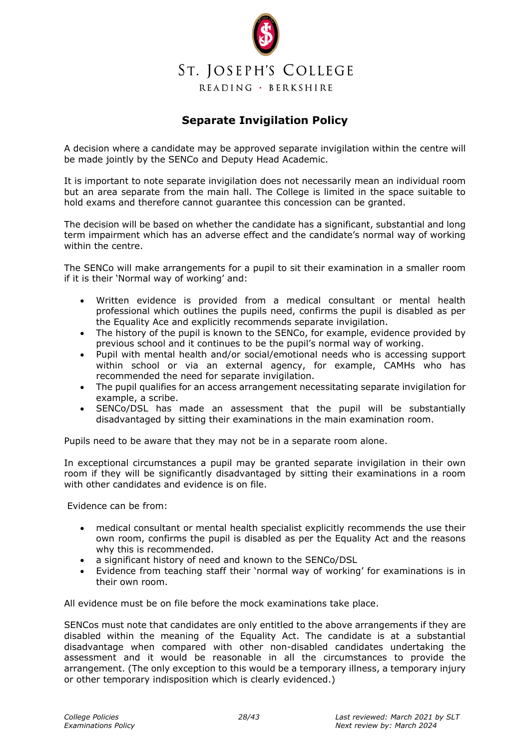ST. JOSEPH'S COLLEGE

READING · BERKSHIRE

## Separate Invigilation Policy

A decision where a candidate may be approved separate invigilation within the centre will be made jointly by the SENCo and Deputy Head Academic.

It is important to note separate invigilation does not necessarily mean an individual room but an area separate from the main hall. The College is limited in the space suitable to hold exams and therefore cannot guarantee this concession can be granted.

The decision will be based on whether the candidate has a significant, substantial and long term impairment which has an adverse effect and the candidate's normal way of working within the centre.

The SENCo will make arrangements for a pupil to sit their examination in a smaller room if it is their 'Normal way of working' and:

- Written evidence is provided from a medical consultant or mental health professional which outlines the pupils need, confirms the pupil is disabled as per the Equality Ace and explicitly recommends separate invigilation.
- The history of the pupil is known to the SENCo, for example, evidence provided by previous school and it continues to be the pupil's normal way of working.
- Pupil with mental health and/or social/emotional needs who is accessing support within school or via an external agency, for example, CAMHs who has recommended the need for separate invigilation.
- The pupil qualifies for an access arrangement necessitating separate invigilation for example, a scribe.
- SENCo/DSL has made an assessment that the pupil will be substantially disadvantaged by sitting their examinations in the main examination room.

Pupils need to be aware that they may not be in a separate room alone.

In exceptional circumstances a pupil may be granted separate invigilation in their own room if they will be significantly disadvantaged by sitting their examinations in a room with other candidates and evidence is on file.

Evidence can be from:

- medical consultant or mental health specialist explicitly recommends the use their own room, confirms the pupil is disabled as per the Equality Act and the reasons why this is recommended.
- a significant history of need and known to the SENCo/DSL
- Evidence from teaching staff their 'normal way of working' for examinations is in their own room.

All evidence must be on file before the mock examinations take place.

SENCos must note that candidates are only entitled to the above arrangements if they are disabled within the meaning of the Equality Act. The candidate is at a substantial disadvantage when compared with other non-disabled candidates undertaking the assessment and it would be reasonable in all the circumstances to provide the arrangement. (The only exception to this would be a temporary illness, a temporary injury or other temporary indisposition which is clearly evidenced.)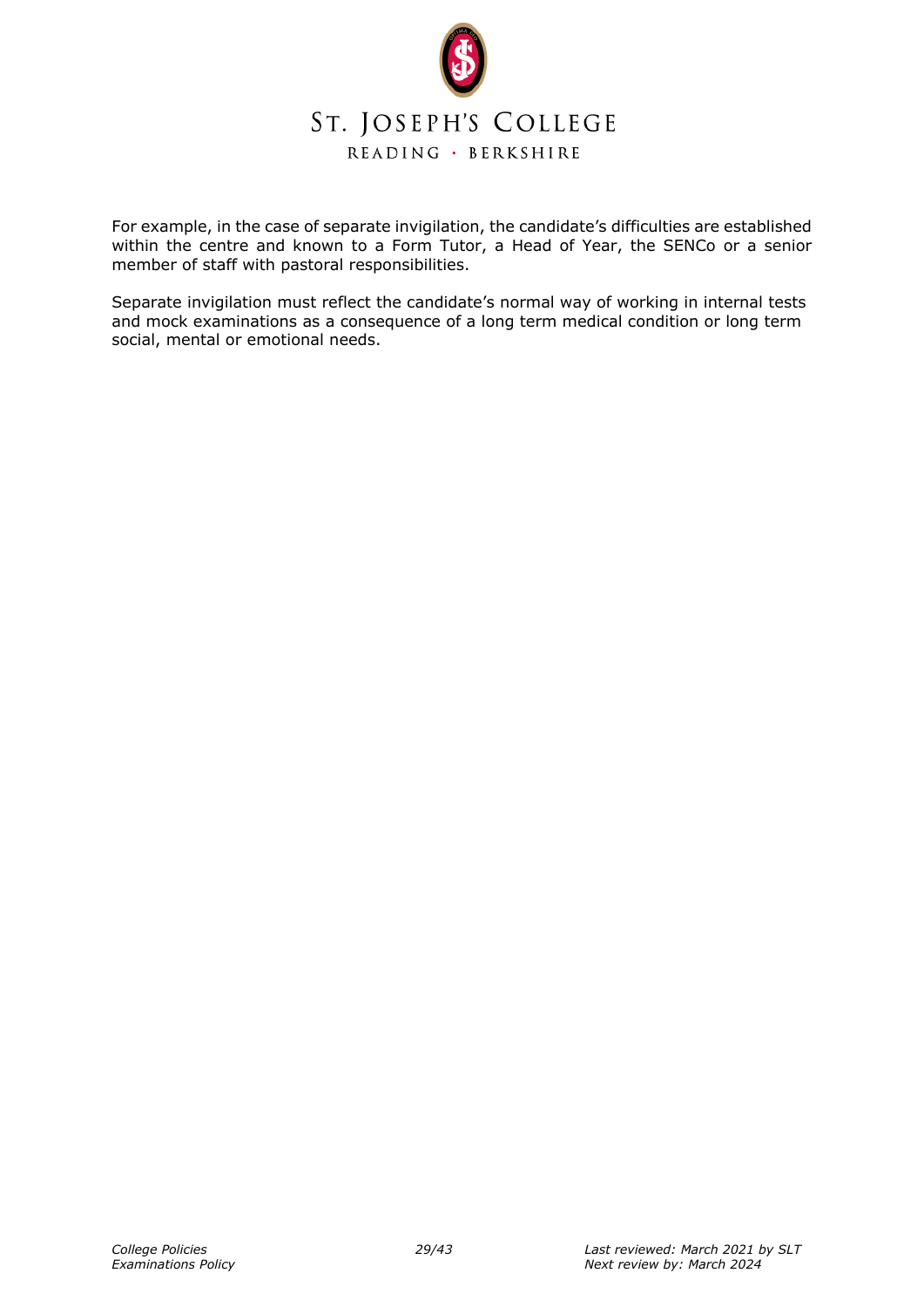For example, in the case of separate invigilation, the candidate's difficulties are established within the centre and known to a Form Tutor, a Head of Year, the SENCo or a senior member of staff with pastoral responsibilities.

Separate invigilation must reflect the candidate's normal way of working in internal tests and mock examinations as a consequence of a long term medical condition or long term social, mental or emotional needs.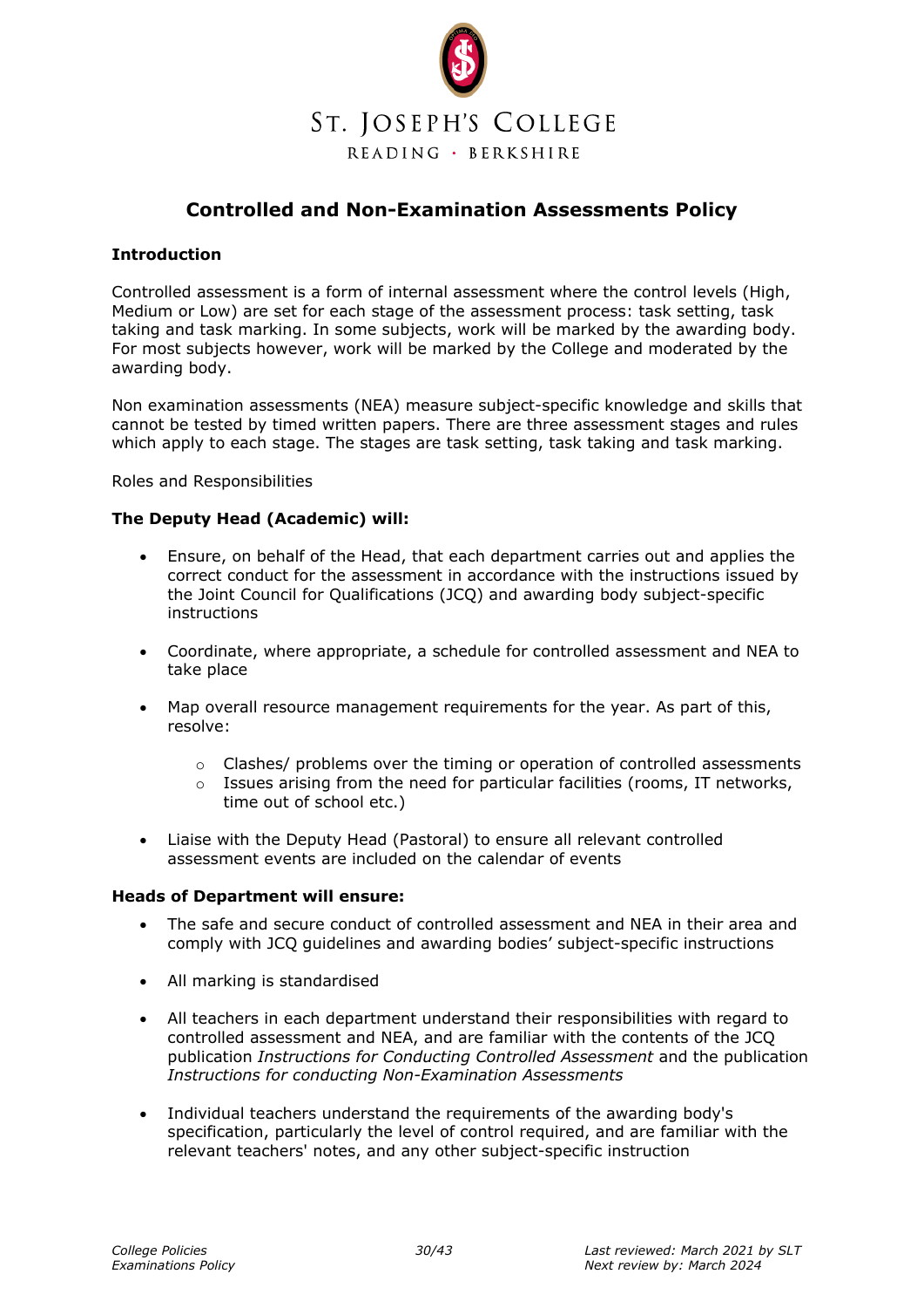ST. JOSEPH'S COLLEGE

READING · BERKSHIRE

# Controlled and Non-Examination Assessments Policy

**Introduction**

Controlled assessment is a form of internal assessment where the control levels (High, Medium or Low) are set for each stage of the assessment process: task setting, task taking and task marking. In some subjects, work will be marked by the awarding body. For most subjects however, work will be marked by the College and moderated by the awarding body.

Non examination assessments (NEA) measure subject-specific knowledge and skills that cannot be tested by timed written papers. There are three assessment stages and rules which apply to each stage. The stages are task setting, task taking and task marking.

Roles and Responsibilities

**The Deputy Head (Academic) will:**

- Ensure, on behalf of the Head, that each department carries out and applies the correct conduct for the assessment in accordance with the instructions issued by the Joint Council for Qualifications (JCQ) and awarding body subject-specific instructions
- Coordinate, where appropriate, a schedule for controlled assessment and NEA to take place
- Map overall resource management requirements for the year. As part of this, resolve:
    - Clashes/ problems over the timing or operation of controlled assessments
    - Issues arising from the need for particular facilities (rooms, IT networks, time out of school etc.)
- Liaise with the Deputy Head (Pastoral) to ensure all relevant controlled assessment events are included on the calendar of events

**Heads of Department will ensure:**

- The safe and secure conduct of controlled assessment and NEA in their area and comply with JCQ guidelines and awarding bodies' subject-specific instructions
- All marking is standardised
- All teachers in each department understand their responsibilities with regard to controlled assessment and NEA, and are familiar with the contents of the JCQ publication *Instructions for Conducting Controlled Assessment* and the publication *Instructions for conducting Non-Examination Assessments*
- Individual teachers understand the requirements of the awarding body's specification, particularly the level of control required, and are familiar with the relevant teachers' notes, and any other subject-specific instruction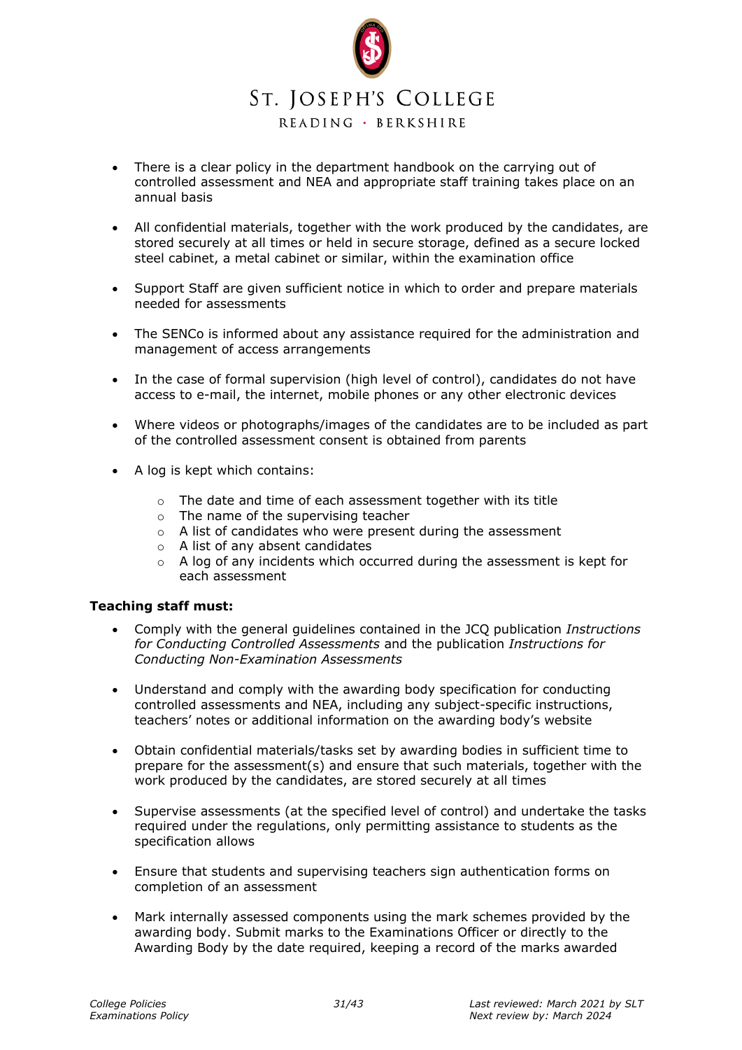- There is a clear policy in the department handbook on the carrying out of controlled assessment and NEA and appropriate staff training takes place on an annual basis

- All confidential materials, together with the work produced by the candidates, are stored securely at all times or held in secure storage, defined as a secure locked steel cabinet, a metal cabinet or similar, within the examination office

- Support Staff are given sufficient notice in which to order and prepare materials needed for assessments

- The SENCo is informed about any assistance required for the administration and management of access arrangements

- In the case of formal supervision (high level of control), candidates do not have access to e-mail, the internet, mobile phones or any other electronic devices

- Where videos or photographs/images of the candidates are to be included as part of the controlled assessment consent is obtained from parents

- A log is kept which contains:

    - The date and time of each assessment together with its title
    - The name of the supervising teacher
    - A list of candidates who were present during the assessment
    - A list of any absent candidates
    - A log of any incidents which occurred during the assessment is kept for each assessment

**Teaching staff must:**

- Comply with the general guidelines contained in the JCQ publication *Instructions for Conducting Controlled Assessments* and the publication *Instructions for Conducting Non-Examination Assessments*

- Understand and comply with the awarding body specification for conducting controlled assessments and NEA, including any subject-specific instructions, teachers' notes or additional information on the awarding body's website

- Obtain confidential materials/tasks set by awarding bodies in sufficient time to prepare for the assessment(s) and ensure that such materials, together with the work produced by the candidates, are stored securely at all times

- Supervise assessments (at the specified level of control) and undertake the tasks required under the regulations, only permitting assistance to students as the specification allows

- Ensure that students and supervising teachers sign authentication forms on completion of an assessment

- Mark internally assessed components using the mark schemes provided by the awarding body. Submit marks to the Examinations Officer or directly to the Awarding Body by the date required, keeping a record of the marks awarded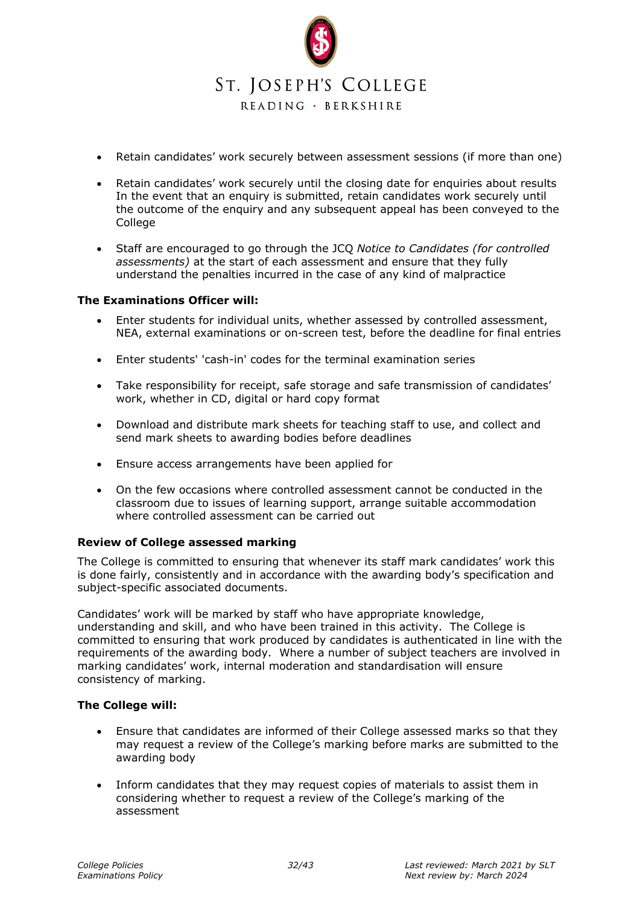- Retain candidates' work securely between assessment sessions (if more than one)

- Retain candidates' work securely until the closing date for enquiries about results In the event that an enquiry is submitted, retain candidates work securely until the outcome of the enquiry and any subsequent appeal has been conveyed to the College

- Staff are encouraged to go through the JCQ *Notice to Candidates (for controlled assessments)* at the start of each assessment and ensure that they fully understand the penalties incurred in the case of any kind of malpractice

**The Examinations Officer will:**

- Enter students for individual units, whether assessed by controlled assessment, NEA, external examinations or on-screen test, before the deadline for final entries

- Enter students' 'cash-in' codes for the terminal examination series

- Take responsibility for receipt, safe storage and safe transmission of candidates' work, whether in CD, digital or hard copy format

- Download and distribute mark sheets for teaching staff to use, and collect and send mark sheets to awarding bodies before deadlines

- Ensure access arrangements have been applied for

- On the few occasions where controlled assessment cannot be conducted in the classroom due to issues of learning support, arrange suitable accommodation where controlled assessment can be carried out

**Review of College assessed marking**

The College is committed to ensuring that whenever its staff mark candidates' work this is done fairly, consistently and in accordance with the awarding body's specification and subject-specific associated documents.

Candidates' work will be marked by staff who have appropriate knowledge, understanding and skill, and who have been trained in this activity. The College is committed to ensuring that work produced by candidates is authenticated in line with the requirements of the awarding body. Where a number of subject teachers are involved in marking candidates' work, internal moderation and standardisation will ensure consistency of marking.

**The College will:**

- Ensure that candidates are informed of their College assessed marks so that they may request a review of the College's marking before marks are submitted to the awarding body

- Inform candidates that they may request copies of materials to assist them in considering whether to request a review of the College's marking of the assessment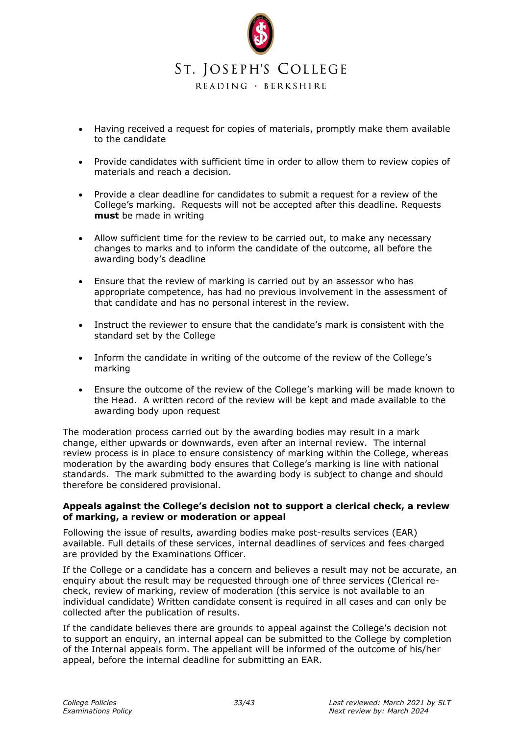- Having received a request for copies of materials, promptly make them available to the candidate

- Provide candidates with sufficient time in order to allow them to review copies of materials and reach a decision.

- Provide a clear deadline for candidates to submit a request for a review of the College's marking. Requests will not be accepted after this deadline. Requests **must** be made in writing

- Allow sufficient time for the review to be carried out, to make any necessary changes to marks and to inform the candidate of the outcome, all before the awarding body's deadline

- Ensure that the review of marking is carried out by an assessor who has appropriate competence, has had no previous involvement in the assessment of that candidate and has no personal interest in the review.

- Instruct the reviewer to ensure that the candidate's mark is consistent with the standard set by the College

- Inform the candidate in writing of the outcome of the review of the College's marking

- Ensure the outcome of the review of the College's marking will be made known to the Head. A written record of the review will be kept and made available to the awarding body upon request

The moderation process carried out by the awarding bodies may result in a mark change, either upwards or downwards, even after an internal review. The internal review process is in place to ensure consistency of marking within the College, whereas moderation by the awarding body ensures that College's marking is line with national standards. The mark submitted to the awarding body is subject to change and should therefore be considered provisional.

**Appeals against the College's decision not to support a clerical check, a review of marking, a review or moderation or appeal**

Following the issue of results, awarding bodies make post-results services (EAR) available. Full details of these services, internal deadlines of services and fees charged are provided by the Examinations Officer.

If the College or a candidate has a concern and believes a result may not be accurate, an enquiry about the result may be requested through one of three services (Clerical re-check, review of marking, review of moderation (this service is not available to an individual candidate) Written candidate consent is required in all cases and can only be collected after the publication of results.

If the candidate believes there are grounds to appeal against the College's decision not to support an enquiry, an internal appeal can be submitted to the College by completion of the Internal appeals form. The appellant will be informed of the outcome of his/her appeal, before the internal deadline for submitting an EAR.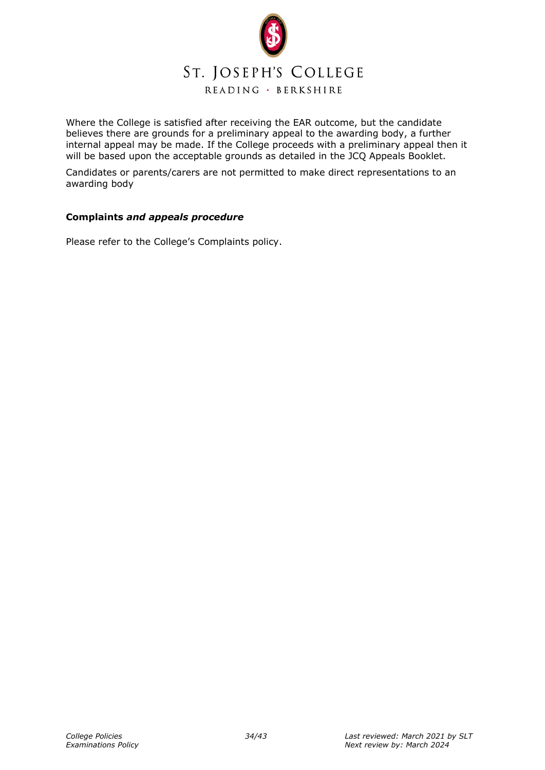Where the College is satisfied after receiving the EAR outcome, but the candidate believes there are grounds for a preliminary appeal to the awarding body, a further internal appeal may be made. If the College proceeds with a preliminary appeal then it will be based upon the acceptable grounds as detailed in the JCQ Appeals Booklet.

Candidates or parents/carers are not permitted to make direct representations to an awarding body

**Complaints *and appeals procedure***

Please refer to the College's Complaints policy.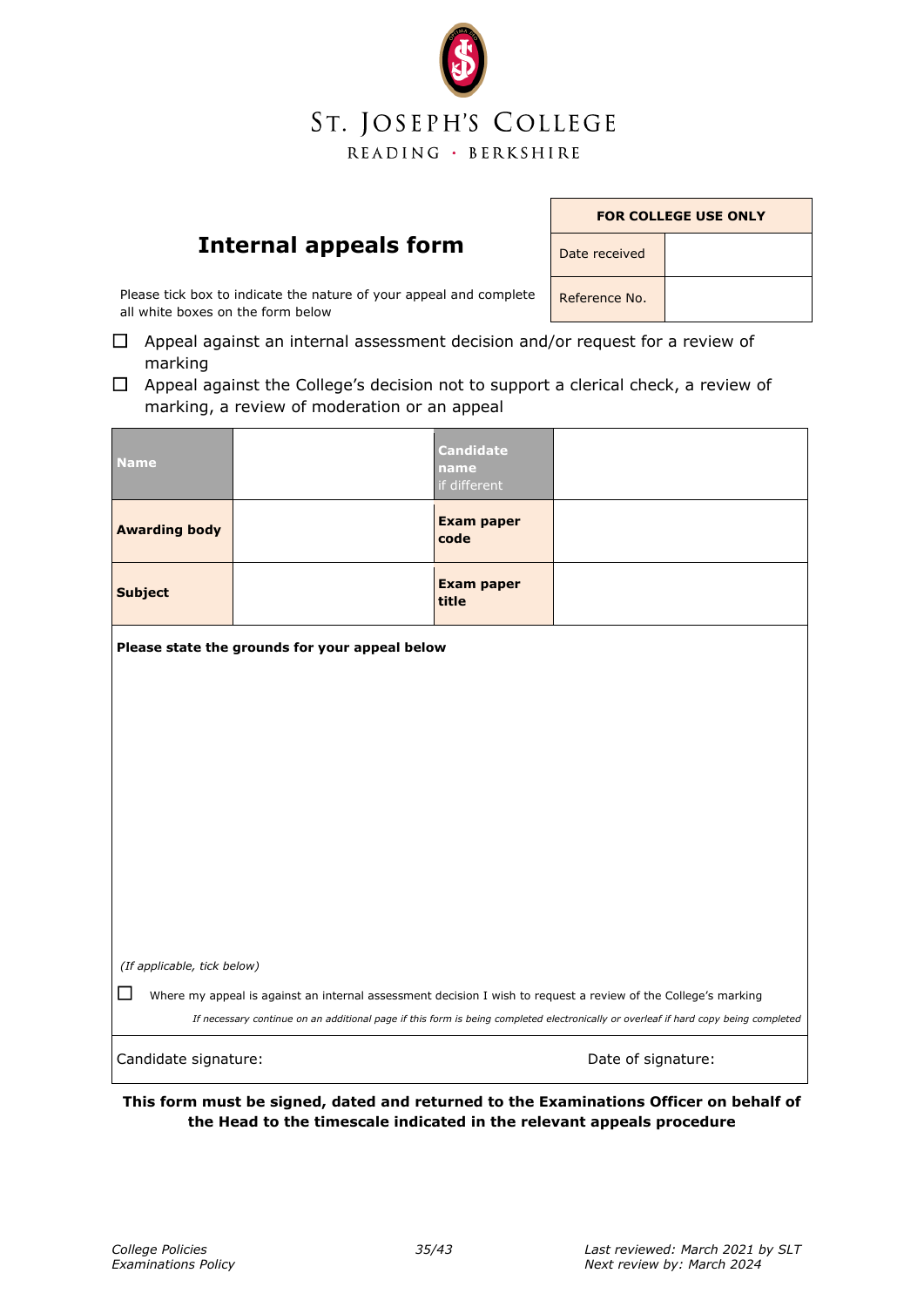ST. JOSEPH'S COLLEGE

READING · BERKSHIRE

| FOR COLLEGE USE ONLY | |
|---|---|
| Date received | |
| Reference No. | |

# Internal appeals form

Please tick box to indicate the nature of your appeal and complete all white boxes on the form below

☐ Appeal against an internal assessment decision and/or request for a review of marking

☐ Appeal against the College's decision not to support a clerical check, a review of marking, a review of moderation or an appeal

| **Name** | | **Candidate name** if different | |
|---|---|---|---|
| **Awarding body** | | **Exam paper code** | |
| **Subject** | | **Exam paper title** | |

**Please state the grounds for your appeal below**

*(If applicable, tick below)*

☐ Where my appeal is against an internal assessment decision I wish to request a review of the College's marking

*If necessary continue on an additional page if this form is being completed electronically or overleaf if hard copy being completed*

Candidate signature: Date of signature:

**This form must be signed, dated and returned to the Examinations Officer on behalf of the Head to the timescale indicated in the relevant appeals procedure**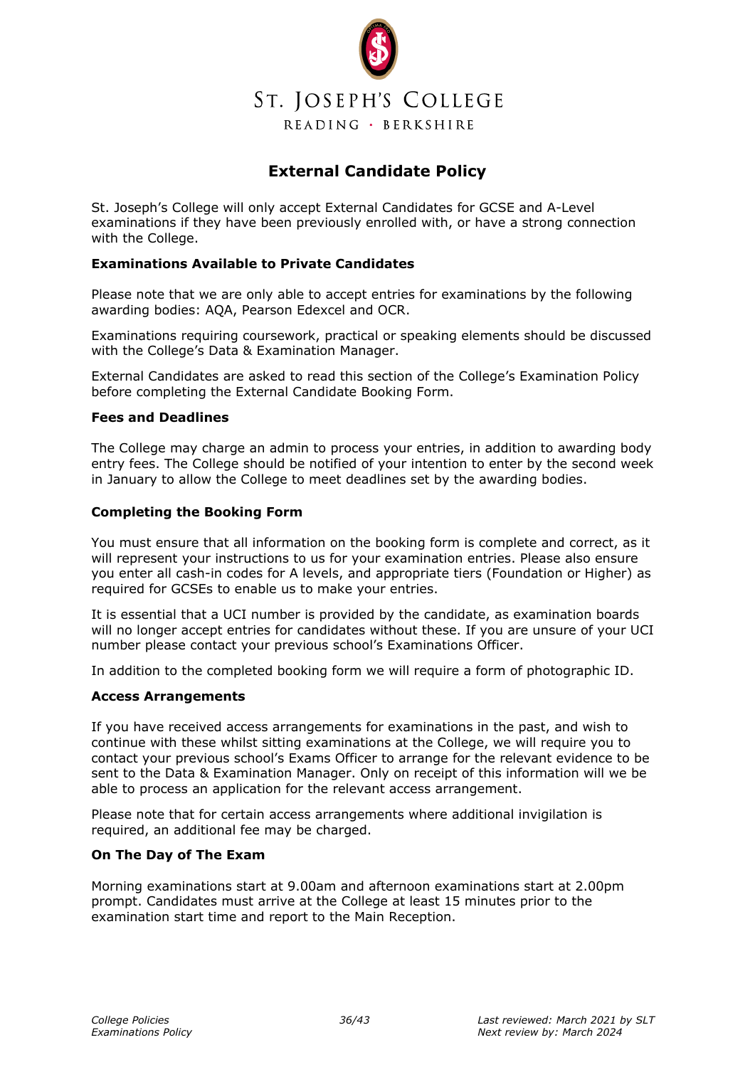ST. JOSEPH'S COLLEGE

READING · BERKSHIRE

# External Candidate Policy

St. Joseph's College will only accept External Candidates for GCSE and A-Level examinations if they have been previously enrolled with, or have a strong connection with the College.

**Examinations Available to Private Candidates**

Please note that we are only able to accept entries for examinations by the following awarding bodies: AQA, Pearson Edexcel and OCR.

Examinations requiring coursework, practical or speaking elements should be discussed with the College's Data & Examination Manager.

External Candidates are asked to read this section of the College's Examination Policy before completing the External Candidate Booking Form.

**Fees and Deadlines**

The College may charge an admin to process your entries, in addition to awarding body entry fees. The College should be notified of your intention to enter by the second week in January to allow the College to meet deadlines set by the awarding bodies.

**Completing the Booking Form**

You must ensure that all information on the booking form is complete and correct, as it will represent your instructions to us for your examination entries. Please also ensure you enter all cash-in codes for A levels, and appropriate tiers (Foundation or Higher) as required for GCSEs to enable us to make your entries.

It is essential that a UCI number is provided by the candidate, as examination boards will no longer accept entries for candidates without these. If you are unsure of your UCI number please contact your previous school's Examinations Officer.

In addition to the completed booking form we will require a form of photographic ID.

**Access Arrangements**

If you have received access arrangements for examinations in the past, and wish to continue with these whilst sitting examinations at the College, we will require you to contact your previous school's Exams Officer to arrange for the relevant evidence to be sent to the Data & Examination Manager. Only on receipt of this information will we be able to process an application for the relevant access arrangement.

Please note that for certain access arrangements where additional invigilation is required, an additional fee may be charged.

**On The Day of The Exam**

Morning examinations start at 9.00am and afternoon examinations start at 2.00pm prompt. Candidates must arrive at the College at least 15 minutes prior to the examination start time and report to the Main Reception.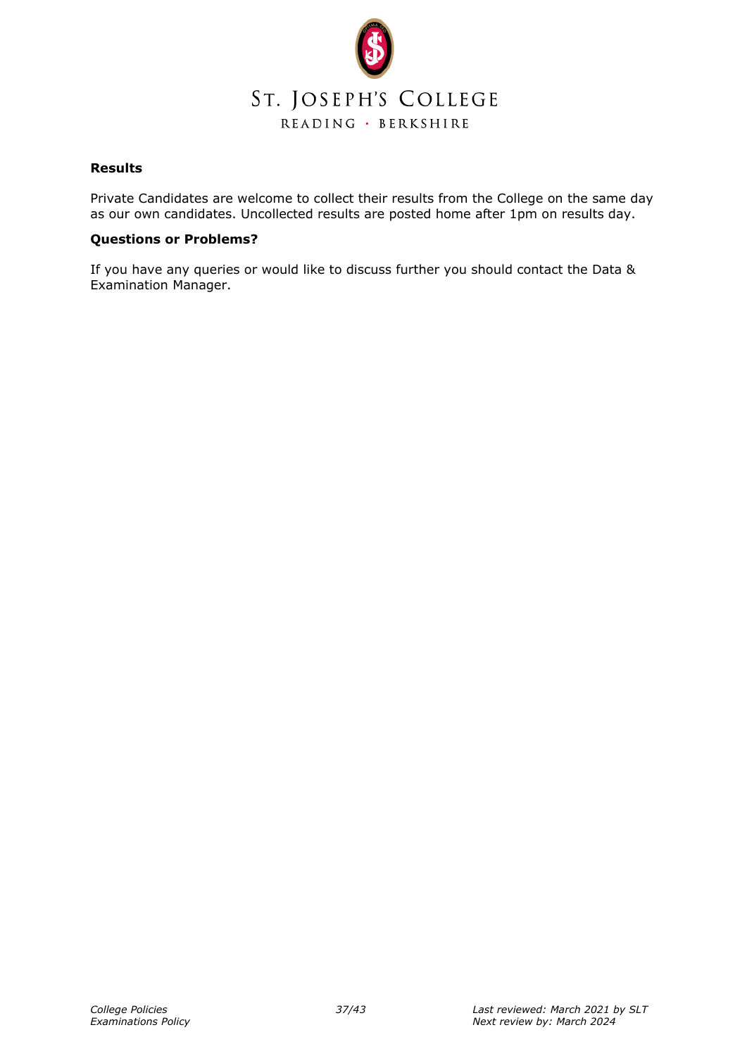**Results**

Private Candidates are welcome to collect their results from the College on the same day as our own candidates. Uncollected results are posted home after 1pm on results day.

**Questions or Problems?**

If you have any queries or would like to discuss further you should contact the Data & Examination Manager.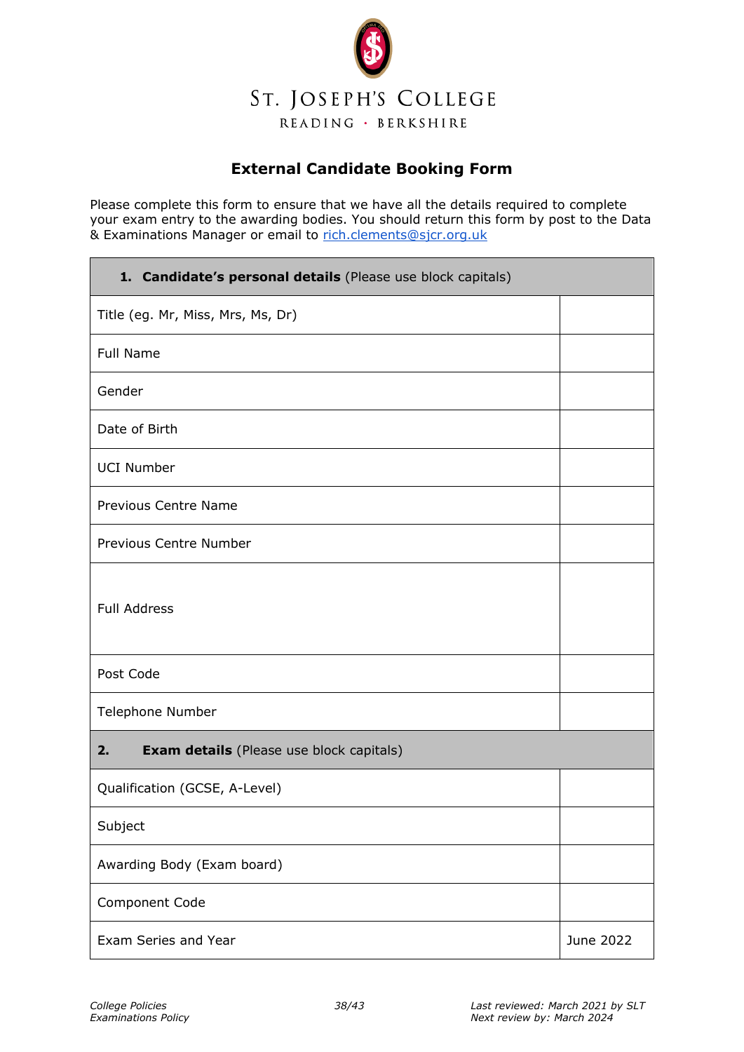ST. JOSEPH'S COLLEGE

READING · BERKSHIRE

## External Candidate Booking Form

Please complete this form to ensure that we have all the details required to complete your exam entry to the awarding bodies. You should return this form by post to the Data & Examinations Manager or email to rich.clements@sjcr.org.uk

| **1. Candidate's personal details** (Please use block capitals) | |
|---|---|
| Title (eg. Mr, Miss, Mrs, Ms, Dr) | |
| Full Name | |
| Gender | |
| Date of Birth | |
| UCI Number | |
| Previous Centre Name | |
| Previous Centre Number | |
| Full Address | |
| Post Code | |
| Telephone Number | |
| **2. Exam details** (Please use block capitals) | |
| Qualification (GCSE, A-Level) | |
| Subject | |
| Awarding Body (Exam board) | |
| Component Code | |
| Exam Series and Year | June 2022 |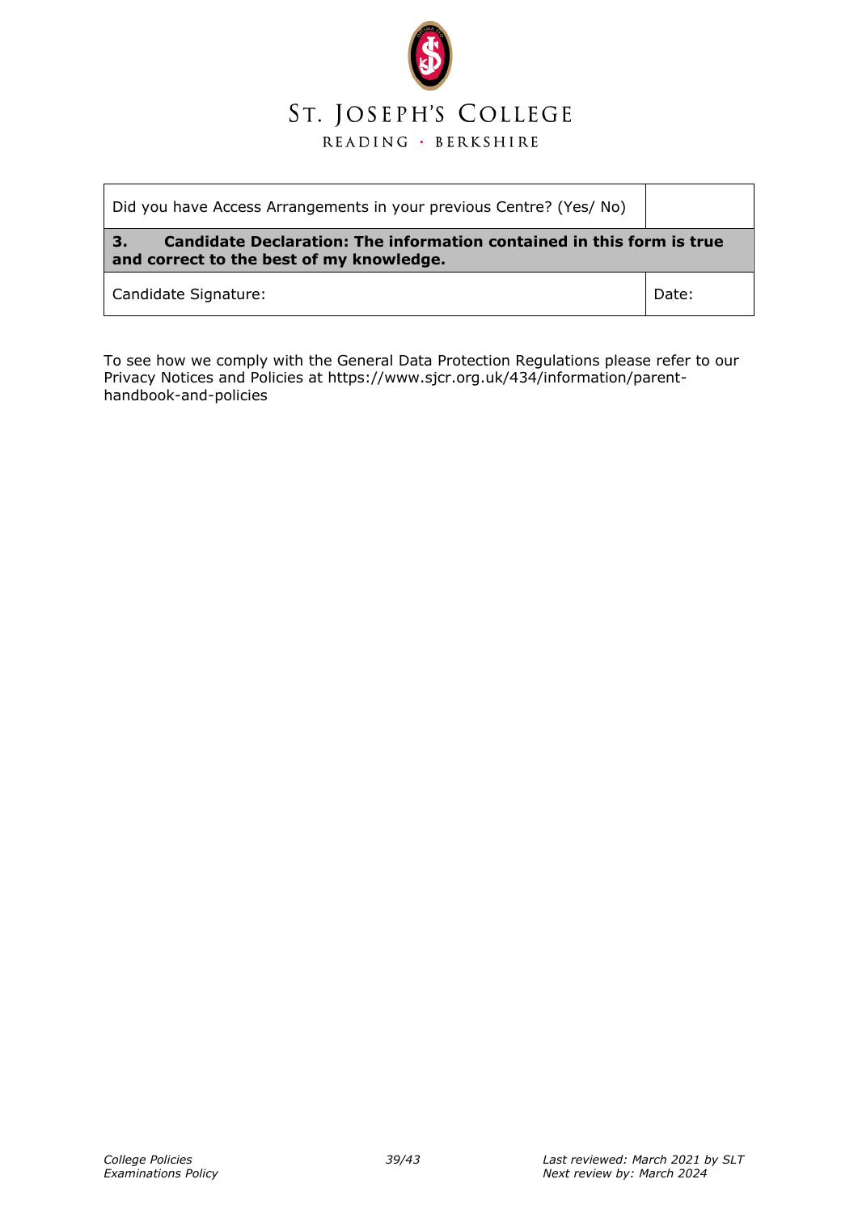ST. JOSEPH'S COLLEGE

READING · BERKSHIRE

| Did you have Access Arrangements in your previous Centre? (Yes/ No) | |
|---|---|
| **3. Candidate Declaration: The information contained in this form is true and correct to the best of my knowledge.** | |
| Candidate Signature: | Date: |

To see how we comply with the General Data Protection Regulations please refer to our Privacy Notices and Policies at https://www.sjcr.org.uk/434/information/parent-handbook-and-policies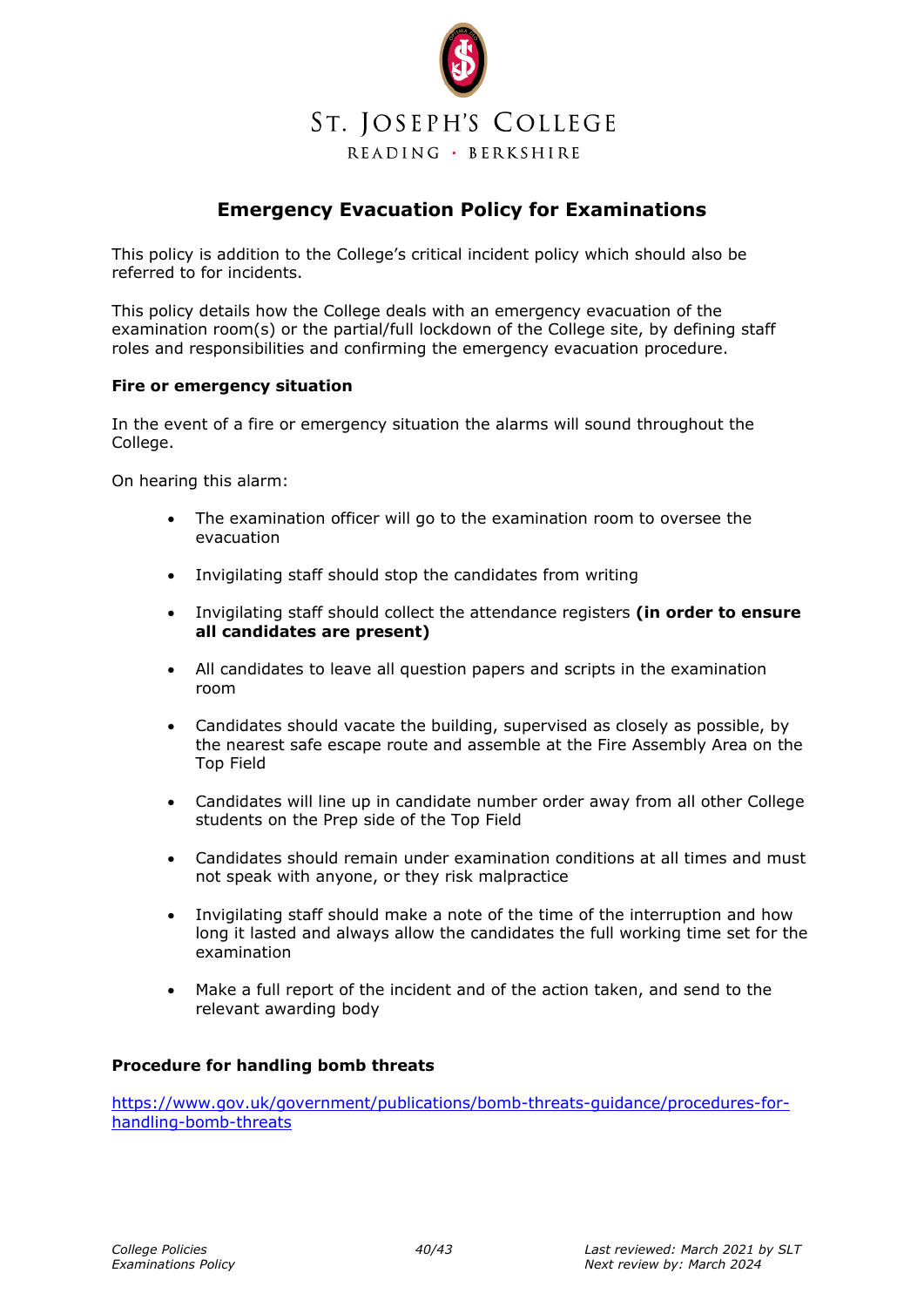ST. JOSEPH'S COLLEGE
READING · BERKSHIRE

# Emergency Evacuation Policy for Examinations

This policy is addition to the College's critical incident policy which should also be referred to for incidents.

This policy details how the College deals with an emergency evacuation of the examination room(s) or the partial/full lockdown of the College site, by defining staff roles and responsibilities and confirming the emergency evacuation procedure.

**Fire or emergency situation**

In the event of a fire or emergency situation the alarms will sound throughout the College.

On hearing this alarm:

- The examination officer will go to the examination room to oversee the evacuation
- Invigilating staff should stop the candidates from writing
- Invigilating staff should collect the attendance registers **(in order to ensure all candidates are present)**
- All candidates to leave all question papers and scripts in the examination room
- Candidates should vacate the building, supervised as closely as possible, by the nearest safe escape route and assemble at the Fire Assembly Area on the Top Field
- Candidates will line up in candidate number order away from all other College students on the Prep side of the Top Field
- Candidates should remain under examination conditions at all times and must not speak with anyone, or they risk malpractice
- Invigilating staff should make a note of the time of the interruption and how long it lasted and always allow the candidates the full working time set for the examination
- Make a full report of the incident and of the action taken, and send to the relevant awarding body

**Procedure for handling bomb threats**

[https://www.gov.uk/government/publications/bomb-threats-guidance/procedures-for-handling-bomb-threats](https://www.gov.uk/government/publications/bomb-threats-guidance/procedures-for-handling-bomb-threats)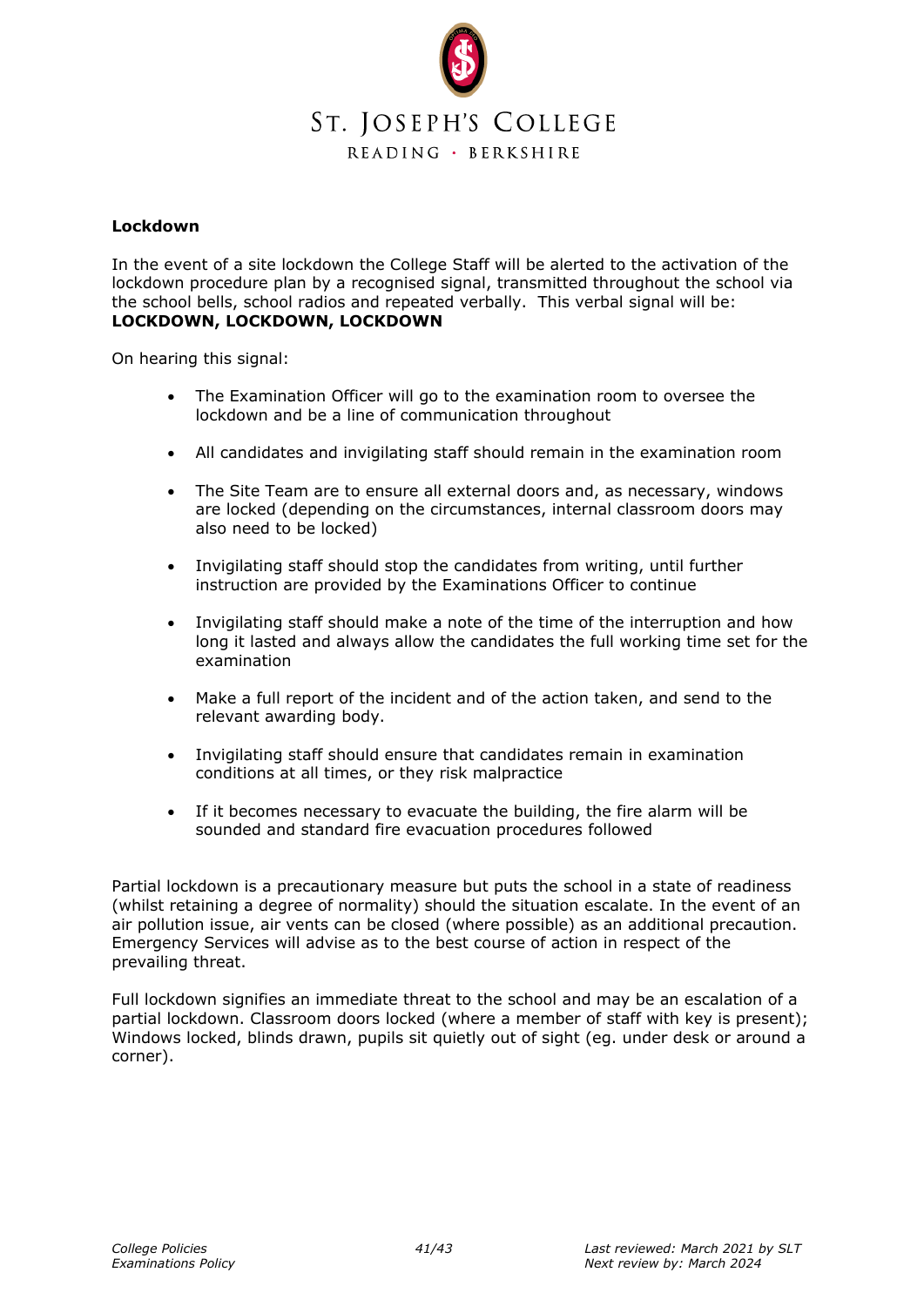**Lockdown**

In the event of a site lockdown the College Staff will be alerted to the activation of the lockdown procedure plan by a recognised signal, transmitted throughout the school via the school bells, school radios and repeated verbally. This verbal signal will be:
**LOCKDOWN, LOCKDOWN, LOCKDOWN**

On hearing this signal:

- The Examination Officer will go to the examination room to oversee the lockdown and be a line of communication throughout
- All candidates and invigilating staff should remain in the examination room
- The Site Team are to ensure all external doors and, as necessary, windows are locked (depending on the circumstances, internal classroom doors may also need to be locked)
- Invigilating staff should stop the candidates from writing, until further instruction are provided by the Examinations Officer to continue
- Invigilating staff should make a note of the time of the interruption and how long it lasted and always allow the candidates the full working time set for the examination
- Make a full report of the incident and of the action taken, and send to the relevant awarding body.
- Invigilating staff should ensure that candidates remain in examination conditions at all times, or they risk malpractice
- If it becomes necessary to evacuate the building, the fire alarm will be sounded and standard fire evacuation procedures followed

Partial lockdown is a precautionary measure but puts the school in a state of readiness (whilst retaining a degree of normality) should the situation escalate. In the event of an air pollution issue, air vents can be closed (where possible) as an additional precaution. Emergency Services will advise as to the best course of action in respect of the prevailing threat.

Full lockdown signifies an immediate threat to the school and may be an escalation of a partial lockdown. Classroom doors locked (where a member of staff with key is present); Windows locked, blinds drawn, pupils sit quietly out of sight (eg. under desk or around a corner).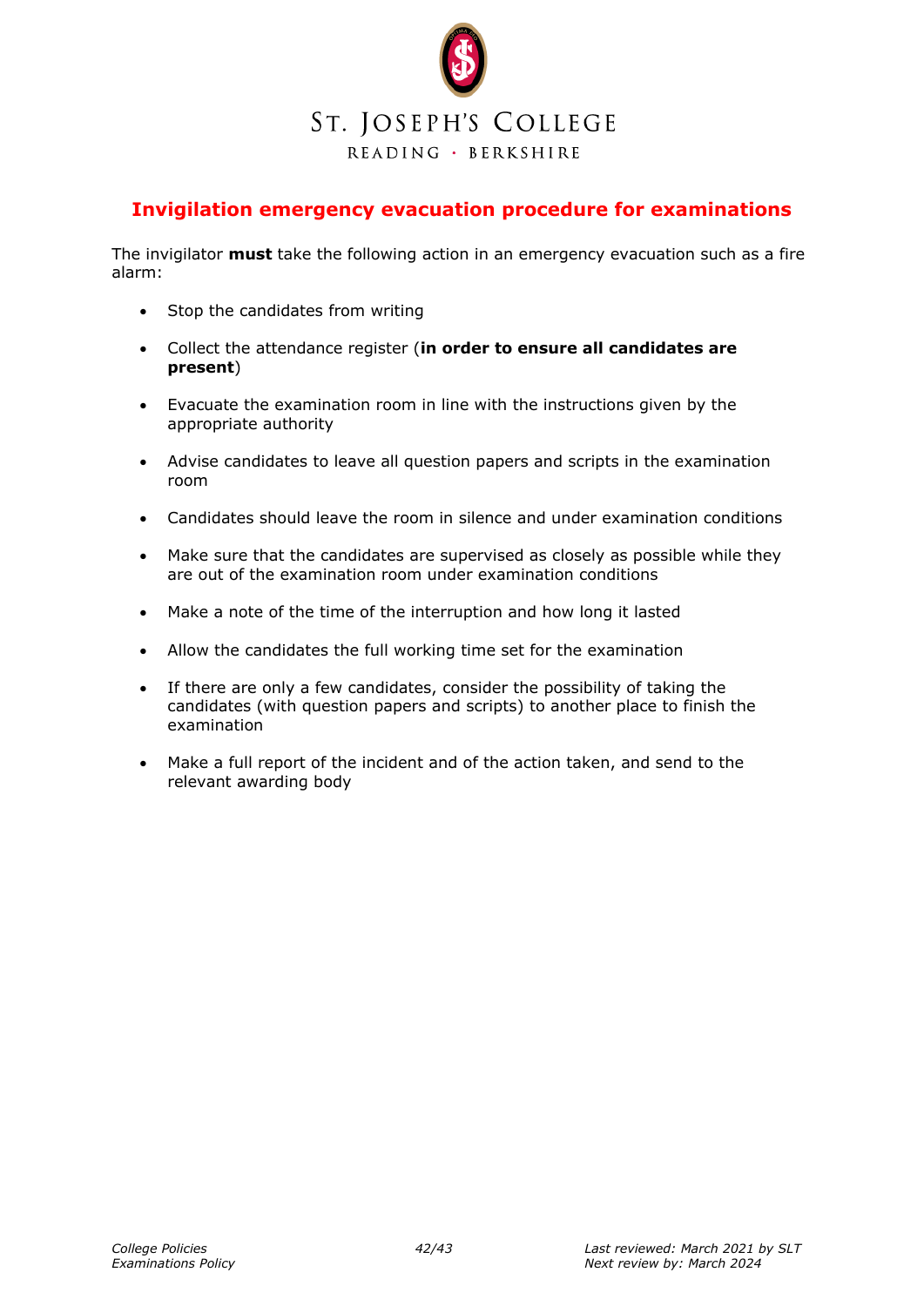# Invigilation emergency evacuation procedure for examinations

The invigilator **must** take the following action in an emergency evacuation such as a fire alarm:

- Stop the candidates from writing
- Collect the attendance register (**in order to ensure all candidates are present**)
- Evacuate the examination room in line with the instructions given by the appropriate authority
- Advise candidates to leave all question papers and scripts in the examination room
- Candidates should leave the room in silence and under examination conditions
- Make sure that the candidates are supervised as closely as possible while they are out of the examination room under examination conditions
- Make a note of the time of the interruption and how long it lasted
- Allow the candidates the full working time set for the examination
- If there are only a few candidates, consider the possibility of taking the candidates (with question papers and scripts) to another place to finish the examination
- Make a full report of the incident and of the action taken, and send to the relevant awarding body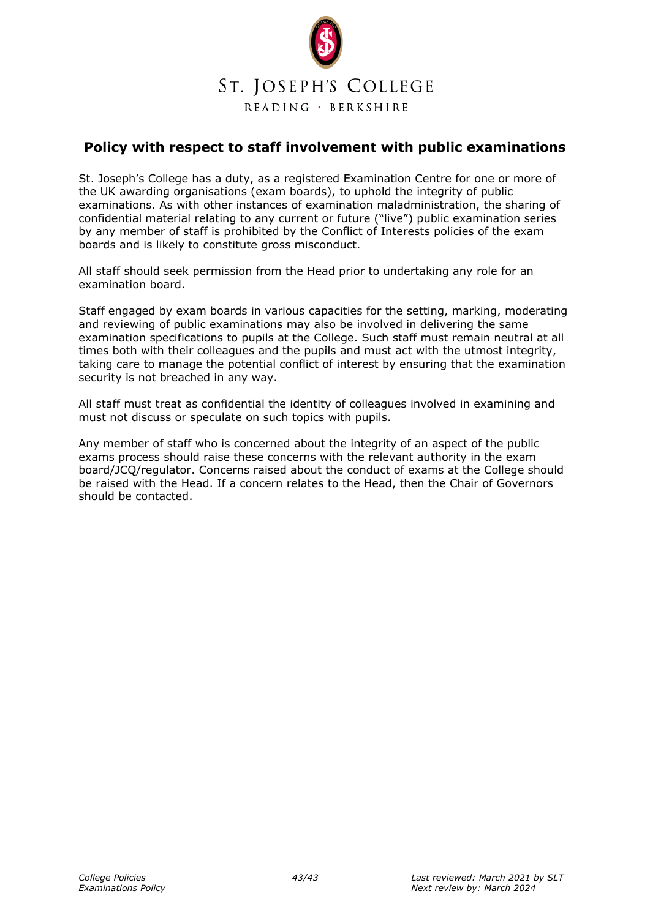ST. JOSEPH'S COLLEGE

READING · BERKSHIRE

## Policy with respect to staff involvement with public examinations

St. Joseph's College has a duty, as a registered Examination Centre for one or more of the UK awarding organisations (exam boards), to uphold the integrity of public examinations. As with other instances of examination maladministration, the sharing of confidential material relating to any current or future ("live") public examination series by any member of staff is prohibited by the Conflict of Interests policies of the exam boards and is likely to constitute gross misconduct.

All staff should seek permission from the Head prior to undertaking any role for an examination board.

Staff engaged by exam boards in various capacities for the setting, marking, moderating and reviewing of public examinations may also be involved in delivering the same examination specifications to pupils at the College. Such staff must remain neutral at all times both with their colleagues and the pupils and must act with the utmost integrity, taking care to manage the potential conflict of interest by ensuring that the examination security is not breached in any way.

All staff must treat as confidential the identity of colleagues involved in examining and must not discuss or speculate on such topics with pupils.

Any member of staff who is concerned about the integrity of an aspect of the public exams process should raise these concerns with the relevant authority in the exam board/JCQ/regulator. Concerns raised about the conduct of exams at the College should be raised with the Head. If a concern relates to the Head, then the Chair of Governors should be contacted.